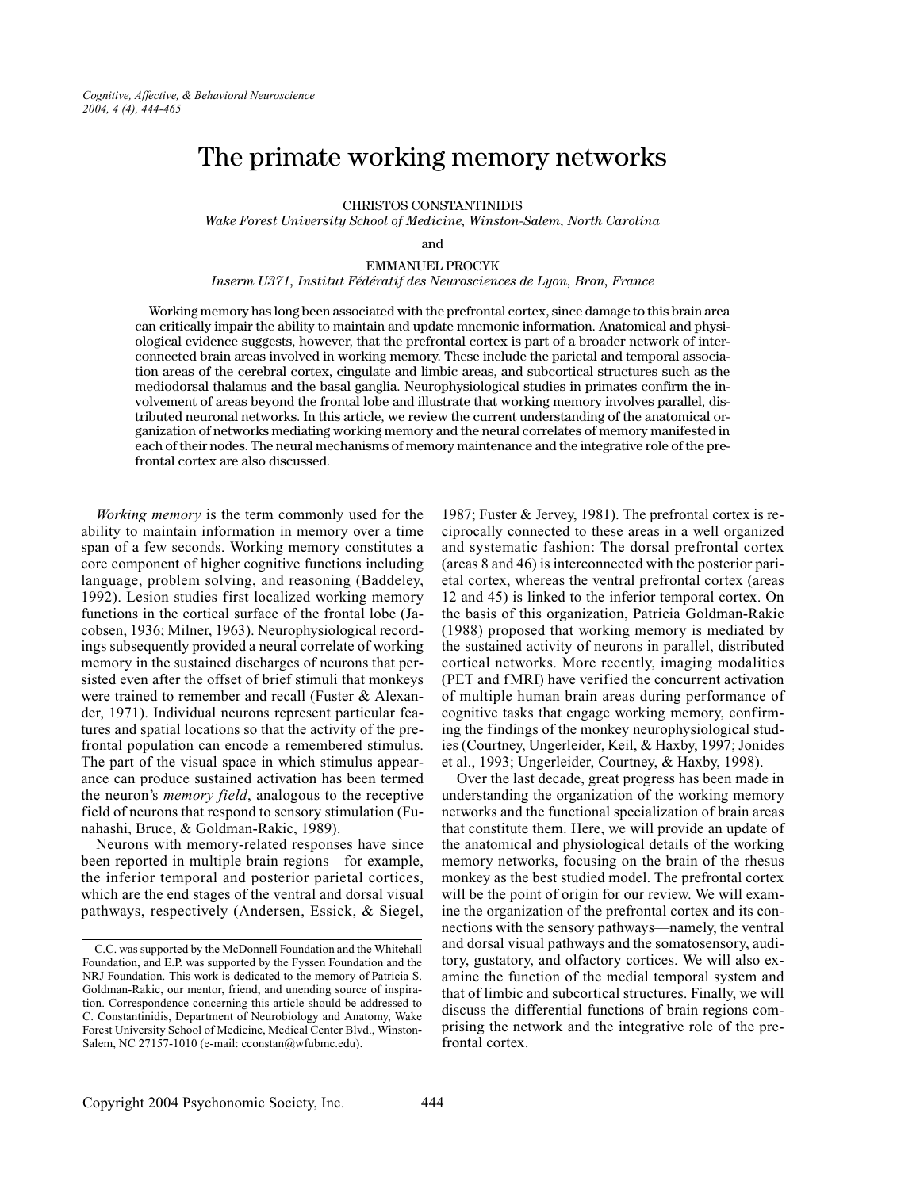# The primate working memory networks

CHRISTOS CONSTANTINIDIS
*Wake Forest University School of Medicine, Winston-Salem, North Carolina*

and

EMMANUEL PROCYK
*Inserm U371, Institut Fédératif des Neurosciences de Lyon, Bron, France*

Working memory has long been associated with the prefrontal cortex, since damage to this brain area can critically impair the ability to maintain and update mnemonic information. Anatomical and physiological evidence suggests, however, that the prefrontal cortex is part of a broader network of interconnected brain areas involved in working memory. These include the parietal and temporal association areas of the cerebral cortex, cingulate and limbic areas, and subcortical structures such as the mediodorsal thalamus and the basal ganglia. Neurophysiological studies in primates confirm the involvement of areas beyond the frontal lobe and illustrate that working memory involves parallel, distributed neuronal networks. In this article, we review the current understanding of the anatomical organization of networks mediating working memory and the neural correlates of memory manifested in each of their nodes. The neural mechanisms of memory maintenance and the integrative role of the prefrontal cortex are also discussed.

*Working memory* is the term commonly used for the ability to maintain information in memory over a time span of a few seconds. Working memory constitutes a core component of higher cognitive functions including language, problem solving, and reasoning (Baddeley, 1992). Lesion studies first localized working memory functions in the cortical surface of the frontal lobe (Jacobsen, 1936; Milner, 1963). Neurophysiological recordings subsequently provided a neural correlate of working memory in the sustained discharges of neurons that persisted even after the offset of brief stimuli that monkeys were trained to remember and recall (Fuster & Alexander, 1971). Individual neurons represent particular features and spatial locations so that the activity of the prefrontal population can encode a remembered stimulus. The part of the visual space in which stimulus appearance can produce sustained activation has been termed the neuron's *memory field*, analogous to the receptive field of neurons that respond to sensory stimulation (Funahashi, Bruce, & Goldman-Rakic, 1989).

Neurons with memory-related responses have since been reported in multiple brain regions—for example, the inferior temporal and posterior parietal cortices, which are the end stages of the ventral and dorsal visual pathways, respectively (Andersen, Essick, & Siegel, 1987; Fuster & Jervey, 1981). The prefrontal cortex is reciprocally connected to these areas in a well organized and systematic fashion: The dorsal prefrontal cortex (areas 8 and 46) is interconnected with the posterior parietal cortex, whereas the ventral prefrontal cortex (areas 12 and 45) is linked to the inferior temporal cortex. On the basis of this organization, Patricia Goldman-Rakic (1988) proposed that working memory is mediated by the sustained activity of neurons in parallel, distributed cortical networks. More recently, imaging modalities (PET and fMRI) have verified the concurrent activation of multiple human brain areas during performance of cognitive tasks that engage working memory, confirming the findings of the monkey neurophysiological studies (Courtney, Ungerleider, Keil, & Haxby, 1997; Jonides et al., 1993; Ungerleider, Courtney, & Haxby, 1998).

Over the last decade, great progress has been made in understanding the organization of the working memory networks and the functional specialization of brain areas that constitute them. Here, we will provide an update of the anatomical and physiological details of the working memory networks, focusing on the brain of the rhesus monkey as the best studied model. The prefrontal cortex will be the point of origin for our review. We will examine the organization of the prefrontal cortex and its connections with the sensory pathways—namely, the ventral and dorsal visual pathways and the somatosensory, auditory, gustatory, and olfactory cortices. We will also examine the function of the medial temporal system and that of limbic and subcortical structures. Finally, we will discuss the differential functions of brain regions comprising the network and the integrative role of the prefrontal cortex.

C.C. was supported by the McDonnell Foundation and the Whitehall Foundation, and E.P. was supported by the Fyssen Foundation and the NRJ Foundation. This work is dedicated to the memory of Patricia S. Goldman-Rakic, our mentor, friend, and unending source of inspiration. Correspondence concerning this article should be addressed to C. Constantinidis, Department of Neurobiology and Anatomy, Wake Forest University School of Medicine, Medical Center Blvd., Winston-Salem, NC 27157-1010 (e-mail: cconstan@wfubmc.edu).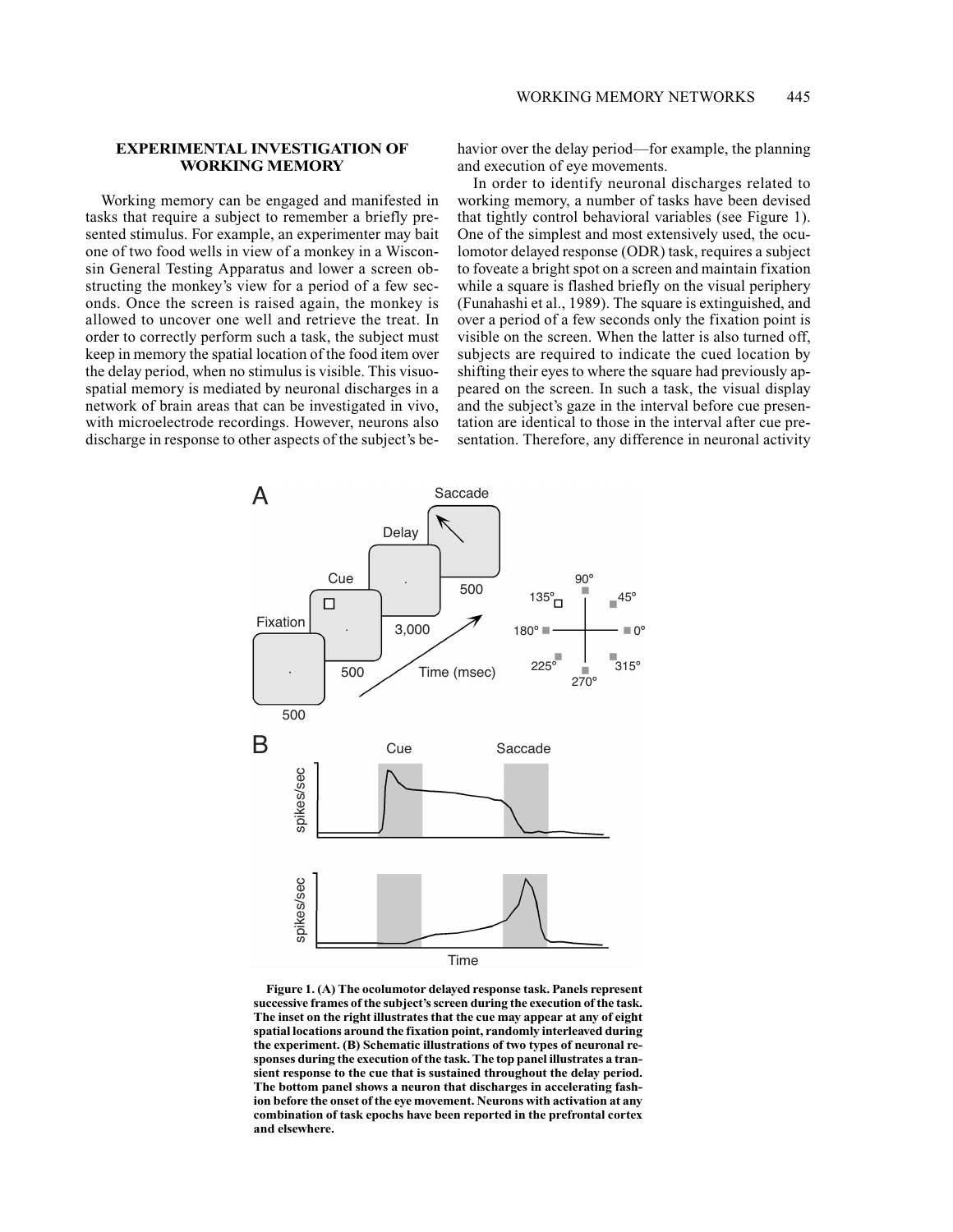## EXPERIMENTAL INVESTIGATION OF WORKING MEMORY

Working memory can be engaged and manifested in tasks that require a subject to remember a briefly presented stimulus. For example, an experimenter may bait one of two food wells in view of a monkey in a Wisconsin General Testing Apparatus and lower a screen obstructing the monkey's view for a period of a few seconds. Once the screen is raised again, the monkey is allowed to uncover one well and retrieve the treat. In order to correctly perform such a task, the subject must keep in memory the spatial location of the food item over the delay period, when no stimulus is visible. This visuospatial memory is mediated by neuronal discharges in a network of brain areas that can be investigated in vivo, with microelectrode recordings. However, neurons also discharge in response to other aspects of the subject's behavior over the delay period—for example, the planning and execution of eye movements.

In order to identify neuronal discharges related to working memory, a number of tasks have been devised that tightly control behavioral variables (see Figure 1). One of the simplest and most extensively used, the oculomotor delayed response (ODR) task, requires a subject to foveate a bright spot on a screen and maintain fixation while a square is flashed briefly on the visual periphery (Funahashi et al., 1989). The square is extinguished, and over a period of a few seconds only the fixation point is visible on the screen. When the latter is also turned off, subjects are required to indicate the cued location by shifting their eyes to where the square had previously appeared on the screen. In such a task, the visual display and the subject's gaze in the interval before cue presentation are identical to those in the interval after cue presentation. Therefore, any difference in neuronal activity

**Figure 1. (A) The oculumotor delayed response task. Panels represent successive frames of the subject's screen during the execution of the task. The inset on the right illustrates that the cue may appear at any of eight spatial locations around the fixation point, randomly interleaved during the experiment. (B) Schematic illustrations of two types of neuronal responses during the execution of the task. The top panel illustrates a transient response to the cue that is sustained throughout the delay period. The bottom panel shows a neuron that discharges in accelerating fashion before the onset of the eye movement. Neurons with activation at any combination of task epochs have been reported in the prefrontal cortex and elsewhere.**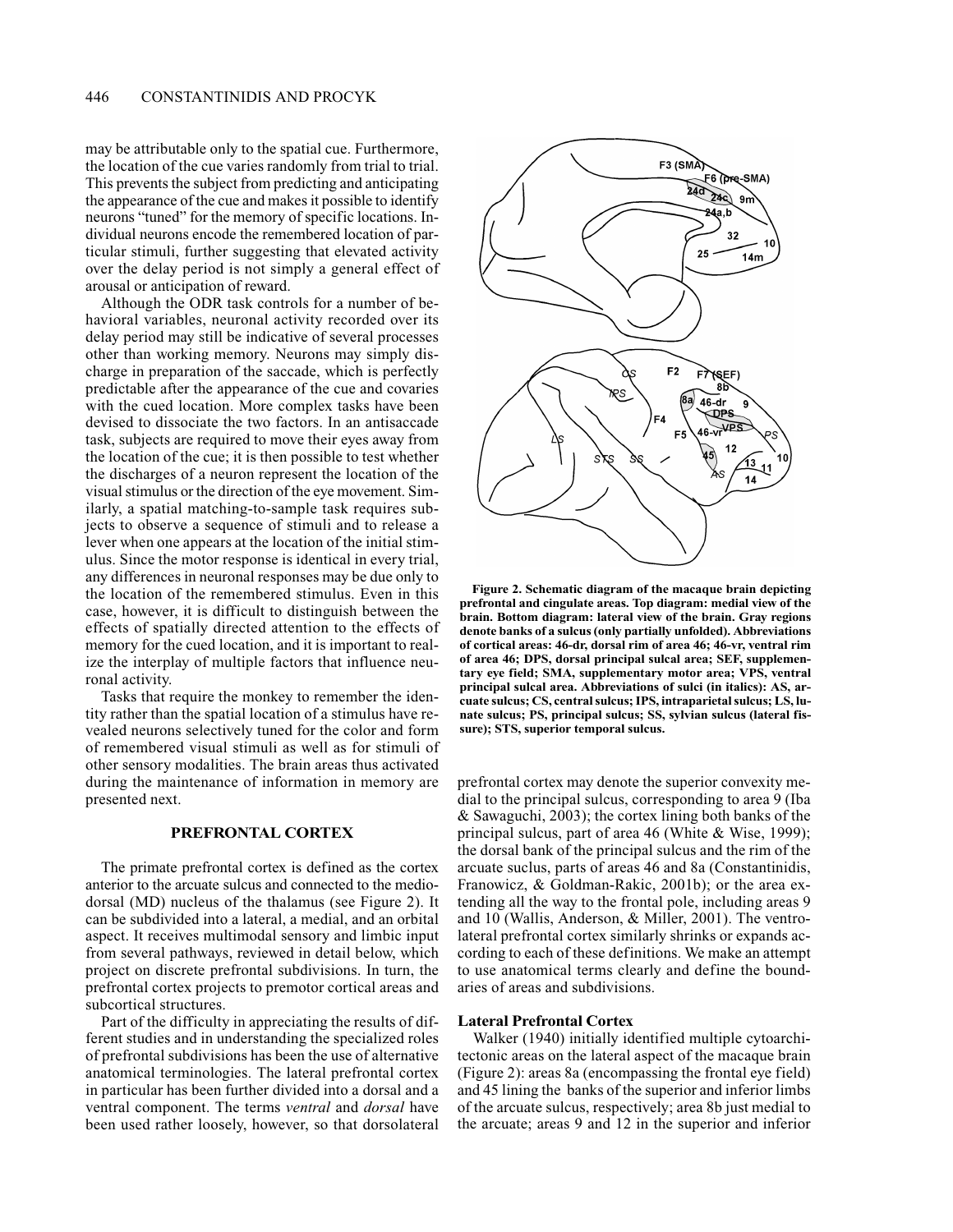may be attributable only to the spatial cue. Furthermore, the location of the cue varies randomly from trial to trial. This prevents the subject from predicting and anticipating the appearance of the cue and makes it possible to identify neurons "tuned" for the memory of specific locations. Individual neurons encode the remembered location of particular stimuli, further suggesting that elevated activity over the delay period is not simply a general effect of arousal or anticipation of reward.

Although the ODR task controls for a number of behavioral variables, neuronal activity recorded over its delay period may still be indicative of several processes other than working memory. Neurons may simply discharge in preparation of the saccade, which is perfectly predictable after the appearance of the cue and covaries with the cued location. More complex tasks have been devised to dissociate the two factors. In an antisaccade task, subjects are required to move their eyes away from the location of the cue; it is then possible to test whether the discharges of a neuron represent the location of the visual stimulus or the direction of the eye movement. Similarly, a spatial matching-to-sample task requires subjects to observe a sequence of stimuli and to release a lever when one appears at the location of the initial stimulus. Since the motor response is identical in every trial, any differences in neuronal responses may be due only to the location of the remembered stimulus. Even in this case, however, it is difficult to distinguish between the effects of spatially directed attention to the effects of memory for the cued location, and it is important to realize the interplay of multiple factors that influence neuronal activity.

Tasks that require the monkey to remember the identity rather than the spatial location of a stimulus have revealed neurons selectively tuned for the color and form of remembered visual stimuli as well as for stimuli of other sensory modalities. The brain areas thus activated during the maintenance of information in memory are presented next.

## PREFRONTAL CORTEX

The primate prefrontal cortex is defined as the cortex anterior to the arcuate sulcus and connected to the mediodorsal (MD) nucleus of the thalamus (see Figure 2). It can be subdivided into a lateral, a medial, and an orbital aspect. It receives multimodal sensory and limbic input from several pathways, reviewed in detail below, which project on discrete prefrontal subdivisions. In turn, the prefrontal cortex projects to premotor cortical areas and subcortical structures.

Part of the difficulty in appreciating the results of different studies and in understanding the specialized roles of prefrontal subdivisions has been the use of alternative anatomical terminologies. The lateral prefrontal cortex in particular has been further divided into a dorsal and a ventral component. The terms *ventral* and *dorsal* have been used rather loosely, however, so that dorsolateral prefrontal cortex may denote the superior convexity medial to the principal sulcus, corresponding to area 9 (Iba & Sawaguchi, 2003); the cortex lining both banks of the principal sulcus, part of area 46 (White & Wise, 1999); the dorsal bank of the principal sulcus and the rim of the arcuate suclus, parts of areas 46 and 8a (Constantinidis, Franowicz, & Goldman-Rakic, 2001b); or the area extending all the way to the frontal pole, including areas 9 and 10 (Wallis, Anderson, & Miller, 2001). The ventrolateral prefrontal cortex similarly shrinks or expands according to each of these definitions. We make an attempt to use anatomical terms clearly and define the boundaries of areas and subdivisions.

**Figure 2. Schematic diagram of the macaque brain depicting prefrontal and cingulate areas. Top diagram: medial view of the brain. Bottom diagram: lateral view of the brain. Gray regions denote banks of a sulcus (only partially unfolded). Abbreviations of cortical areas: 46-dr, dorsal rim of area 46; 46-vr, ventral rim of area 46; DPS, dorsal principal sulcal area; SEF, supplementary eye field; SMA, supplementary motor area; VPS, ventral principal sulcal area. Abbreviations of sulci (in italics): AS, arcuate sulcus; CS, central sulcus; IPS, intraparietal sulcus; LS, lunate sulcus; PS, principal sulcus; SS, sylvian sulcus (lateral fissure); STS, superior temporal sulcus.**

### Lateral Prefrontal Cortex

Walker (1940) initially identified multiple cytoarchitectonic areas on the lateral aspect of the macaque brain (Figure 2): areas 8a (encompassing the frontal eye field) and 45 lining the banks of the superior and inferior limbs of the arcuate sulcus, respectively; area 8b just medial to the arcuate; areas 9 and 12 in the superior and inferior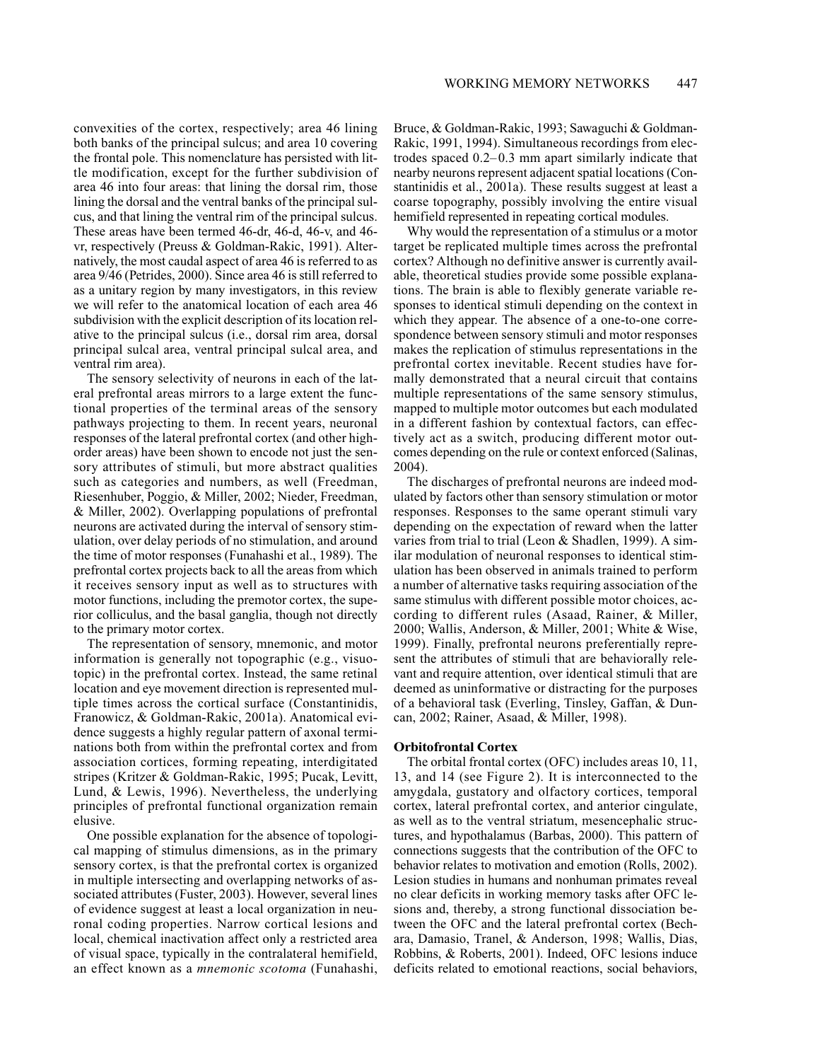convexities of the cortex, respectively; area 46 lining both banks of the principal sulcus; and area 10 covering the frontal pole. This nomenclature has persisted with little modification, except for the further subdivision of area 46 into four areas: that lining the dorsal rim, those lining the dorsal and the ventral banks of the principal sulcus, and that lining the ventral rim of the principal sulcus. These areas have been termed 46-dr, 46-d, 46-v, and 46-vr, respectively (Preuss & Goldman-Rakic, 1991). Alternatively, the most caudal aspect of area 46 is referred to as area 9/46 (Petrides, 2000). Since area 46 is still referred to as a unitary region by many investigators, in this review we will refer to the anatomical location of each area 46 subdivision with the explicit description of its location relative to the principal sulcus (i.e., dorsal rim area, dorsal principal sulcal area, ventral principal sulcal area, and ventral rim area).

The sensory selectivity of neurons in each of the lateral prefrontal areas mirrors to a large extent the functional properties of the terminal areas of the sensory pathways projecting to them. In recent years, neuronal responses of the lateral prefrontal cortex (and other high-order areas) have been shown to encode not just the sensory attributes of stimuli, but more abstract qualities such as categories and numbers, as well (Freedman, Riesenhuber, Poggio, & Miller, 2002; Nieder, Freedman, & Miller, 2002). Overlapping populations of prefrontal neurons are activated during the interval of sensory stimulation, over delay periods of no stimulation, and around the time of motor responses (Funahashi et al., 1989). The prefrontal cortex projects back to all the areas from which it receives sensory input as well as to structures with motor functions, including the premotor cortex, the superior colliculus, and the basal ganglia, though not directly to the primary motor cortex.

The representation of sensory, mnemonic, and motor information is generally not topographic (e.g., visuotopic) in the prefrontal cortex. Instead, the same retinal location and eye movement direction is represented multiple times across the cortical surface (Constantinidis, Franowicz, & Goldman-Rakic, 2001a). Anatomical evidence suggests a highly regular pattern of axonal terminations both from within the prefrontal cortex and from association cortices, forming repeating, interdigitated stripes (Kritzer & Goldman-Rakic, 1995; Pucak, Levitt, Lund, & Lewis, 1996). Nevertheless, the underlying principles of prefrontal functional organization remain elusive.

One possible explanation for the absence of topological mapping of stimulus dimensions, as in the primary sensory cortex, is that the prefrontal cortex is organized in multiple intersecting and overlapping networks of associated attributes (Fuster, 2003). However, several lines of evidence suggest at least a local organization in neuronal coding properties. Narrow cortical lesions and local, chemical inactivation affect only a restricted area of visual space, typically in the contralateral hemifield, an effect known as a *mnemonic scotoma* (Funahashi, Bruce, & Goldman-Rakic, 1993; Sawaguchi & Goldman-Rakic, 1991, 1994). Simultaneous recordings from electrodes spaced 0.2–0.3 mm apart similarly indicate that nearby neurons represent adjacent spatial locations (Constantinidis et al., 2001a). These results suggest at least a coarse topography, possibly involving the entire visual hemifield represented in repeating cortical modules.

Why would the representation of a stimulus or a motor target be replicated multiple times across the prefrontal cortex? Although no definitive answer is currently available, theoretical studies provide some possible explanations. The brain is able to flexibly generate variable responses to identical stimuli depending on the context in which they appear. The absence of a one-to-one correspondence between sensory stimuli and motor responses makes the replication of stimulus representations in the prefrontal cortex inevitable. Recent studies have formally demonstrated that a neural circuit that contains multiple representations of the same sensory stimulus, mapped to multiple motor outcomes but each modulated in a different fashion by contextual factors, can effectively act as a switch, producing different motor outcomes depending on the rule or context enforced (Salinas, 2004).

The discharges of prefrontal neurons are indeed modulated by factors other than sensory stimulation or motor responses. Responses to the same operant stimuli vary depending on the expectation of reward when the latter varies from trial to trial (Leon & Shadlen, 1999). A similar modulation of neuronal responses to identical stimulation has been observed in animals trained to perform a number of alternative tasks requiring association of the same stimulus with different possible motor choices, according to different rules (Asaad, Rainer, & Miller, 2000; Wallis, Anderson, & Miller, 2001; White & Wise, 1999). Finally, prefrontal neurons preferentially represent the attributes of stimuli that are behaviorally relevant and require attention, over identical stimuli that are deemed as uninformative or distracting for the purposes of a behavioral task (Everling, Tinsley, Gaffan, & Duncan, 2002; Rainer, Asaad, & Miller, 1998).

### Orbitofrontal Cortex

The orbital frontal cortex (OFC) includes areas 10, 11, 13, and 14 (see Figure 2). It is interconnected to the amygdala, gustatory and olfactory cortices, temporal cortex, lateral prefrontal cortex, and anterior cingulate, as well as to the ventral striatum, mesencephalic structures, and hypothalamus (Barbas, 2000). This pattern of connections suggests that the contribution of the OFC to behavior relates to motivation and emotion (Rolls, 2002). Lesion studies in humans and nonhuman primates reveal no clear deficits in working memory tasks after OFC lesions and, thereby, a strong functional dissociation between the OFC and the lateral prefrontal cortex (Bechara, Damasio, Tranel, & Anderson, 1998; Wallis, Dias, Robbins, & Roberts, 2001). Indeed, OFC lesions induce deficits related to emotional reactions, social behaviors,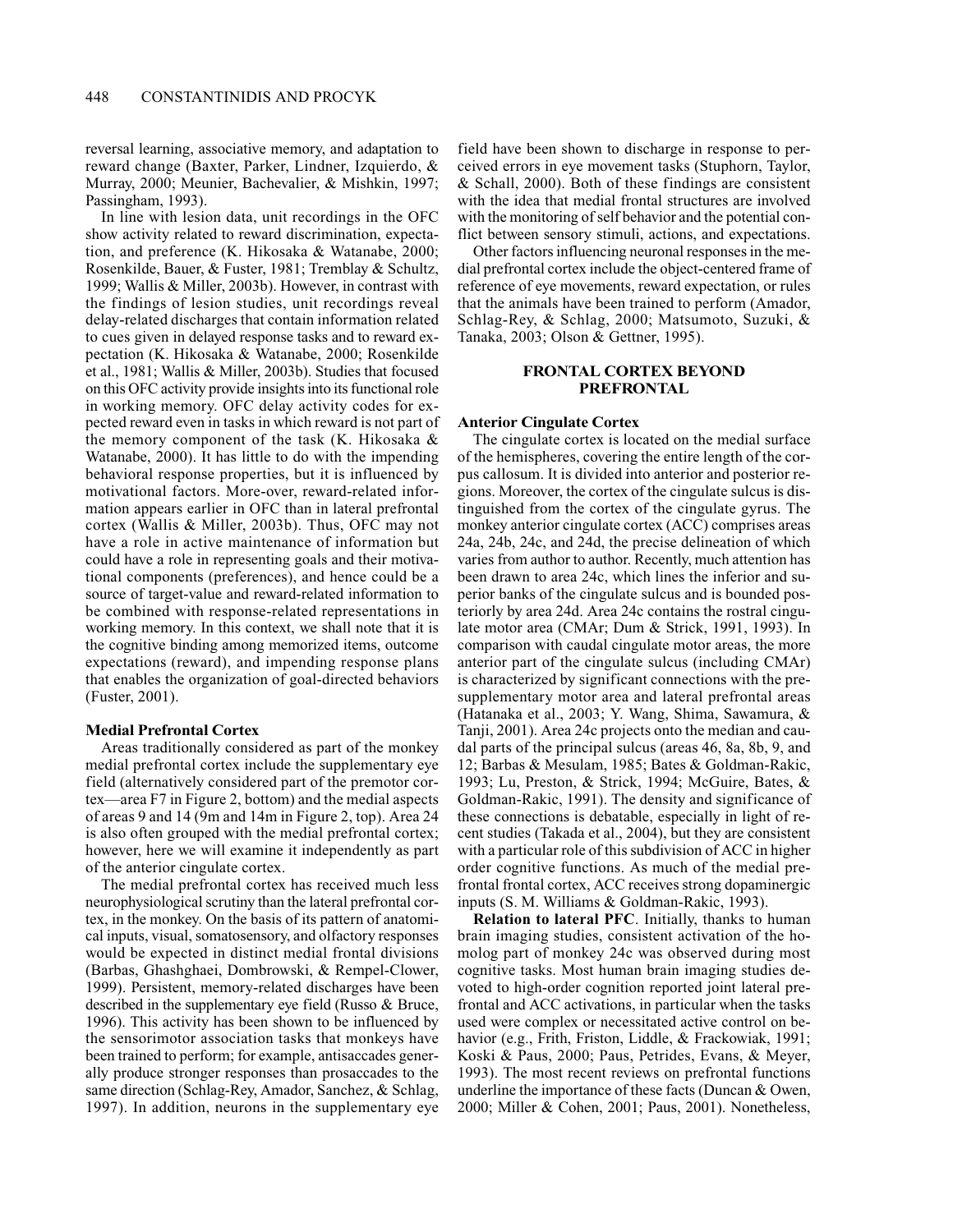reversal learning, associative memory, and adaptation to reward change (Baxter, Parker, Lindner, Izquierdo, & Murray, 2000; Meunier, Bachevalier, & Mishkin, 1997; Passingham, 1993).

In line with lesion data, unit recordings in the OFC show activity related to reward discrimination, expectation, and preference (K. Hikosaka & Watanabe, 2000; Rosenkilde, Bauer, & Fuster, 1981; Tremblay & Schultz, 1999; Wallis & Miller, 2003b). However, in contrast with the findings of lesion studies, unit recordings reveal delay-related discharges that contain information related to cues given in delayed response tasks and to reward expectation (K. Hikosaka & Watanabe, 2000; Rosenkilde et al., 1981; Wallis & Miller, 2003b). Studies that focused on this OFC activity provide insights into its functional role in working memory. OFC delay activity codes for expected reward even in tasks in which reward is not part of the memory component of the task (K. Hikosaka & Watanabe, 2000). It has little to do with the impending behavioral response properties, but it is influenced by motivational factors. More-over, reward-related information appears earlier in OFC than in lateral prefrontal cortex (Wallis & Miller, 2003b). Thus, OFC may not have a role in active maintenance of information but could have a role in representing goals and their motivational components (preferences), and hence could be a source of target-value and reward-related information to be combined with response-related representations in working memory. In this context, we shall note that it is the cognitive binding among memorized items, outcome expectations (reward), and impending response plans that enables the organization of goal-directed behaviors (Fuster, 2001).

### Medial Prefrontal Cortex

Areas traditionally considered as part of the monkey medial prefrontal cortex include the supplementary eye field (alternatively considered part of the premotor cortex—area F7 in Figure 2, bottom) and the medial aspects of areas 9 and 14 (9m and 14m in Figure 2, top). Area 24 is also often grouped with the medial prefrontal cortex; however, here we will examine it independently as part of the anterior cingulate cortex.

The medial prefrontal cortex has received much less neurophysiological scrutiny than the lateral prefrontal cortex, in the monkey. On the basis of its pattern of anatomical inputs, visual, somatosensory, and olfactory responses would be expected in distinct medial frontal divisions (Barbas, Ghashghaei, Dombrowski, & Rempel-Clower, 1999). Persistent, memory-related discharges have been described in the supplementary eye field (Russo & Bruce, 1996). This activity has been shown to be influenced by the sensorimotor association tasks that monkeys have been trained to perform; for example, antisaccades generally produce stronger responses than prosaccades to the same direction (Schlag-Rey, Amador, Sanchez, & Schlag, 1997). In addition, neurons in the supplementary eye field have been shown to discharge in response to perceived errors in eye movement tasks (Stuphorn, Taylor, & Schall, 2000). Both of these findings are consistent with the idea that medial frontal structures are involved with the monitoring of self behavior and the potential conflict between sensory stimuli, actions, and expectations.

Other factors influencing neuronal responses in the medial prefrontal cortex include the object-centered frame of reference of eye movements, reward expectation, or rules that the animals have been trained to perform (Amador, Schlag-Rey, & Schlag, 2000; Matsumoto, Suzuki, & Tanaka, 2003; Olson & Gettner, 1995).

## FRONTAL CORTEX BEYOND PREFRONTAL

### Anterior Cingulate Cortex

The cingulate cortex is located on the medial surface of the hemispheres, covering the entire length of the corpus callosum. It is divided into anterior and posterior regions. Moreover, the cortex of the cingulate sulcus is distinguished from the cortex of the cingulate gyrus. The monkey anterior cingulate cortex (ACC) comprises areas 24a, 24b, 24c, and 24d, the precise delineation of which varies from author to author. Recently, much attention has been drawn to area 24c, which lines the inferior and superior banks of the cingulate sulcus and is bounded posteriorly by area 24d. Area 24c contains the rostral cingulate motor area (CMAr; Dum & Strick, 1991, 1993). In comparison with caudal cingulate motor areas, the more anterior part of the cingulate sulcus (including CMAr) is characterized by significant connections with the presupplementary motor area and lateral prefrontal areas (Hatanaka et al., 2003; Y. Wang, Shima, Sawamura, & Tanji, 2001). Area 24c projects onto the median and caudal parts of the principal sulcus (areas 46, 8a, 8b, 9, and 12; Barbas & Mesulam, 1985; Bates & Goldman-Rakic, 1993; Lu, Preston, & Strick, 1994; McGuire, Bates, & Goldman-Rakic, 1991). The density and significance of these connections is debatable, especially in light of recent studies (Takada et al., 2004), but they are consistent with a particular role of this subdivision of ACC in higher order cognitive functions. As much of the medial prefrontal frontal cortex, ACC receives strong dopaminergic inputs (S. M. Williams & Goldman-Rakic, 1993).

**Relation to lateral PFC**. Initially, thanks to human brain imaging studies, consistent activation of the homolog part of monkey 24c was observed during most cognitive tasks. Most human brain imaging studies devoted to high-order cognition reported joint lateral prefrontal and ACC activations, in particular when the tasks used were complex or necessitated active control on behavior (e.g., Frith, Friston, Liddle, & Frackowiak, 1991; Koski & Paus, 2000; Paus, Petrides, Evans, & Meyer, 1993). The most recent reviews on prefrontal functions underline the importance of these facts (Duncan & Owen, 2000; Miller & Cohen, 2001; Paus, 2001). Nonetheless,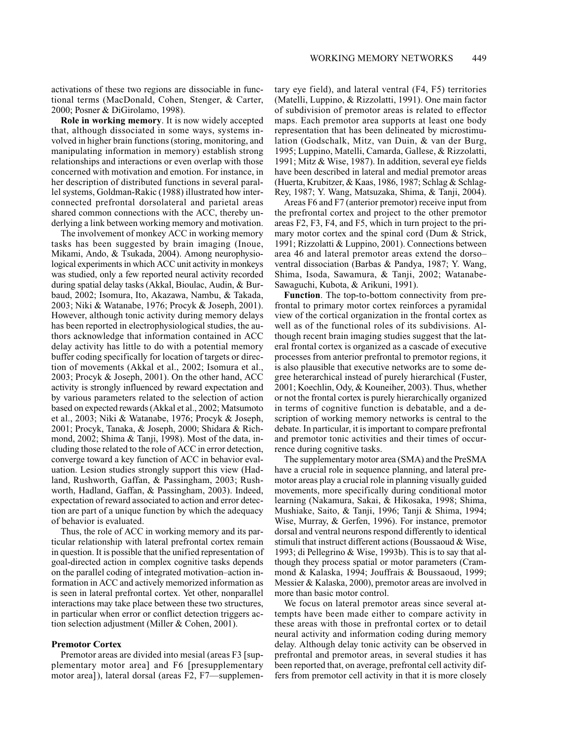activations of these two regions are dissociable in functional terms (MacDonald, Cohen, Stenger, & Carter, 2000; Posner & DiGirolamo, 1998).

**Role in working memory**. It is now widely accepted that, although dissociated in some ways, systems involved in higher brain functions (storing, monitoring, and manipulating information in memory) establish strong relationships and interactions or even overlap with those concerned with motivation and emotion. For instance, in her description of distributed functions in several parallel systems, Goldman-Rakic (1988) illustrated how interconnected prefrontal dorsolateral and parietal areas shared common connections with the ACC, thereby underlying a link between working memory and motivation.

The involvement of monkey ACC in working memory tasks has been suggested by brain imaging (Inoue, Mikami, Ando, & Tsukada, 2004). Among neurophysiological experiments in which ACC unit activity in monkeys was studied, only a few reported neural activity recorded during spatial delay tasks (Akkal, Bioulac, Audin, & Burbaud, 2002; Isomura, Ito, Akazawa, Nambu, & Takada, 2003; Niki & Watanabe, 1976; Procyk & Joseph, 2001). However, although tonic activity during memory delays has been reported in electrophysiological studies, the authors acknowledge that information contained in ACC delay activity has little to do with a potential memory buffer coding specifically for location of targets or direction of movements (Akkal et al., 2002; Isomura et al., 2003; Procyk & Joseph, 2001). On the other hand, ACC activity is strongly influenced by reward expectation and by various parameters related to the selection of action based on expected rewards (Akkal et al., 2002; Matsumoto et al., 2003; Niki & Watanabe, 1976; Procyk & Joseph, 2001; Procyk, Tanaka, & Joseph, 2000; Shidara & Richmond, 2002; Shima & Tanji, 1998). Most of the data, including those related to the role of ACC in error detection, converge toward a key function of ACC in behavior evaluation. Lesion studies strongly support this view (Hadland, Rushworth, Gaffan, & Passingham, 2003; Rushworth, Hadland, Gaffan, & Passingham, 2003). Indeed, expectation of reward associated to action and error detection are part of a unique function by which the adequacy of behavior is evaluated.

Thus, the role of ACC in working memory and its particular relationship with lateral prefrontal cortex remain in question. It is possible that the unified representation of goal-directed action in complex cognitive tasks depends on the parallel coding of integrated motivation–action information in ACC and actively memorized information as is seen in lateral prefrontal cortex. Yet other, nonparallel interactions may take place between these two structures, in particular when error or conflict detection triggers action selection adjustment (Miller & Cohen, 2001).

### Premotor Cortex

Premotor areas are divided into mesial (areas F3 [supplementary motor area] and F6 [presupplementary motor area]), lateral dorsal (areas F2, F7—supplementary eye field), and lateral ventral (F4, F5) territories (Matelli, Luppino, & Rizzolatti, 1991). One main factor of subdivision of premotor areas is related to effector maps. Each premotor area supports at least one body representation that has been delineated by microstimulation (Godschalk, Mitz, van Duin, & van der Burg, 1995; Luppino, Matelli, Camarda, Gallese, & Rizzolatti, 1991; Mitz & Wise, 1987). In addition, several eye fields have been described in lateral and medial premotor areas (Huerta, Krubitzer, & Kaas, 1986, 1987; Schlag & Schlag-Rey, 1987; Y. Wang, Matsuzaka, Shima, & Tanji, 2004).

Areas F6 and F7 (anterior premotor) receive input from the prefrontal cortex and project to the other premotor areas F2, F3, F4, and F5, which in turn project to the primary motor cortex and the spinal cord (Dum & Strick, 1991; Rizzolatti & Luppino, 2001). Connections between area 46 and lateral premotor areas extend the dorso–ventral dissociation (Barbas & Pandya, 1987; Y. Wang, Shima, Isoda, Sawamura, & Tanji, 2002; Watanabe-Sawaguchi, Kubota, & Arikuni, 1991).

**Function**. The top-to-bottom connectivity from prefrontal to primary motor cortex reinforces a pyramidal view of the cortical organization in the frontal cortex as well as of the functional roles of its subdivisions. Although recent brain imaging studies suggest that the lateral frontal cortex is organized as a cascade of executive processes from anterior prefrontal to premotor regions, it is also plausible that executive networks are to some degree heterarchical instead of purely hierarchical (Fuster, 2001; Koechlin, Ody, & Kouneiher, 2003). Thus, whether or not the frontal cortex is purely hierarchically organized in terms of cognitive function is debatable, and a description of working memory networks is central to the debate. In particular, it is important to compare prefrontal and premotor tonic activities and their times of occurrence during cognitive tasks.

The supplementary motor area (SMA) and the PreSMA have a crucial role in sequence planning, and lateral premotor areas play a crucial role in planning visually guided movements, more specifically during conditional motor learning (Nakamura, Sakai, & Hikosaka, 1998; Shima, Mushiake, Saito, & Tanji, 1996; Tanji & Shima, 1994; Wise, Murray, & Gerfen, 1996). For instance, premotor dorsal and ventral neurons respond differently to identical stimuli that instruct different actions (Boussaoud & Wise, 1993; di Pellegrino & Wise, 1993b). This is to say that although they process spatial or motor parameters (Crammond & Kalaska, 1994; Jouffrais & Boussaoud, 1999; Messier & Kalaska, 2000), premotor areas are involved in more than basic motor control.

We focus on lateral premotor areas since several attempts have been made either to compare activity in these areas with those in prefrontal cortex or to detail neural activity and information coding during memory delay. Although delay tonic activity can be observed in prefrontal and premotor areas, in several studies it has been reported that, on average, prefrontal cell activity differs from premotor cell activity in that it is more closely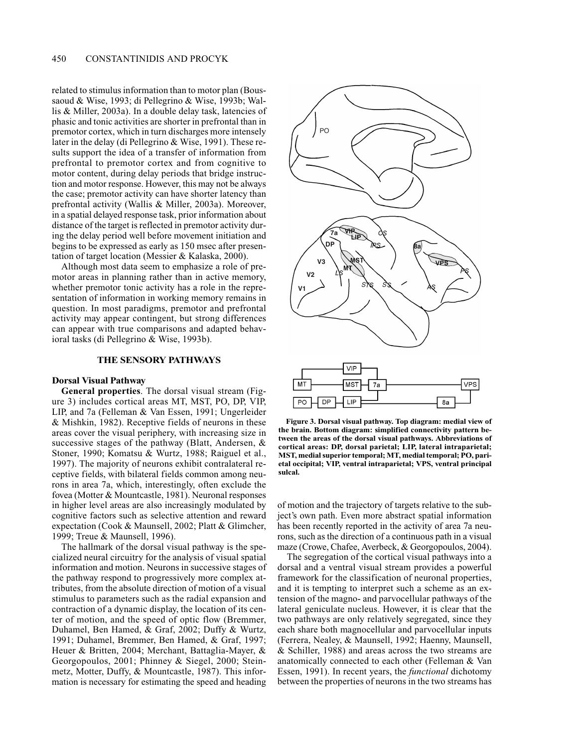related to stimulus information than to motor plan (Boussaoud & Wise, 1993; di Pellegrino & Wise, 1993b; Wallis & Miller, 2003a). In a double delay task, latencies of phasic and tonic activities are shorter in prefrontal than in premotor cortex, which in turn discharges more intensely later in the delay (di Pellegrino & Wise, 1991). These results support the idea of a transfer of information from prefrontal to premotor cortex and from cognitive to motor content, during delay periods that bridge instruction and motor response. However, this may not be always the case; premotor activity can have shorter latency than prefrontal activity (Wallis & Miller, 2003a). Moreover, in a spatial delayed response task, prior information about distance of the target is reflected in premotor activity during the delay period well before movement initiation and begins to be expressed as early as 150 msec after presentation of target location (Messier & Kalaska, 2000).

Although most data seem to emphasize a role of premotor areas in planning rather than in active memory, whether premotor tonic activity has a role in the representation of information in working memory remains in question. In most paradigms, premotor and prefrontal activity may appear contingent, but strong differences can appear with true comparisons and adapted behavioral tasks (di Pellegrino & Wise, 1993b).

## THE SENSORY PATHWAYS

### Dorsal Visual Pathway

**General properties**. The dorsal visual stream (Figure 3) includes cortical areas MT, MST, PO, DP, VIP, LIP, and 7a (Felleman & Van Essen, 1991; Ungerleider & Mishkin, 1982). Receptive fields of neurons in these areas cover the visual periphery, with increasing size in successive stages of the pathway (Blatt, Andersen, & Stoner, 1990; Komatsu & Wurtz, 1988; Raiguel et al., 1997). The majority of neurons exhibit contralateral receptive fields, with bilateral fields common among neurons in area 7a, which, interestingly, often exclude the fovea (Motter & Mountcastle, 1981). Neuronal responses in higher level areas are also increasingly modulated by cognitive factors such as selective attention and reward expectation (Cook & Maunsell, 2002; Platt & Glimcher, 1999; Treue & Maunsell, 1996).

The hallmark of the dorsal visual pathway is the specialized neural circuitry for the analysis of visual spatial information and motion. Neurons in successive stages of the pathway respond to progressively more complex attributes, from the absolute direction of motion of a visual stimulus to parameters such as the radial expansion and contraction of a dynamic display, the location of its center of motion, and the speed of optic flow (Bremmer, Duhamel, Ben Hamed, & Graf, 2002; Duffy & Wurtz, 1991; Duhamel, Bremmer, Ben Hamed, & Graf, 1997; Heuer & Britten, 2004; Merchant, Battaglia-Mayer, & Georgopoulos, 2001; Phinney & Siegel, 2000; Steinmetz, Motter, Duffy, & Mountcastle, 1987). This information is necessary for estimating the speed and heading of motion and the trajectory of targets relative to the subject's own path. Even more abstract spatial information has been recently reported in the activity of area 7a neurons, such as the direction of a continuous path in a visual maze (Crowe, Chafee, Averbeck, & Georgopoulos, 2004).

**Figure 3. Dorsal visual pathway. Top diagram: medial view of the brain. Bottom diagram: simplified connectivity pattern between the areas of the dorsal visual pathways. Abbreviations of cortical areas: DP, dorsal parietal; LIP, lateral intraparietal; MST, medial superior temporal; MT, medial temporal; PO, parietal occipital; VIP, ventral intraparietal; VPS, ventral principal sulcal.**

The segregation of the cortical visual pathways into a dorsal and a ventral visual stream provides a powerful framework for the classification of neuronal properties, and it is tempting to interpret such a scheme as an extension of the magno- and parvocellular pathways of the lateral geniculate nucleus. However, it is clear that the two pathways are only relatively segregated, since they each share both magnocellular and parvocellular inputs (Ferrera, Nealey, & Maunsell, 1992; Haenny, Maunsell, & Schiller, 1988) and areas across the two streams are anatomically connected to each other (Felleman & Van Essen, 1991). In recent years, the *functional* dichotomy between the properties of neurons in the two streams has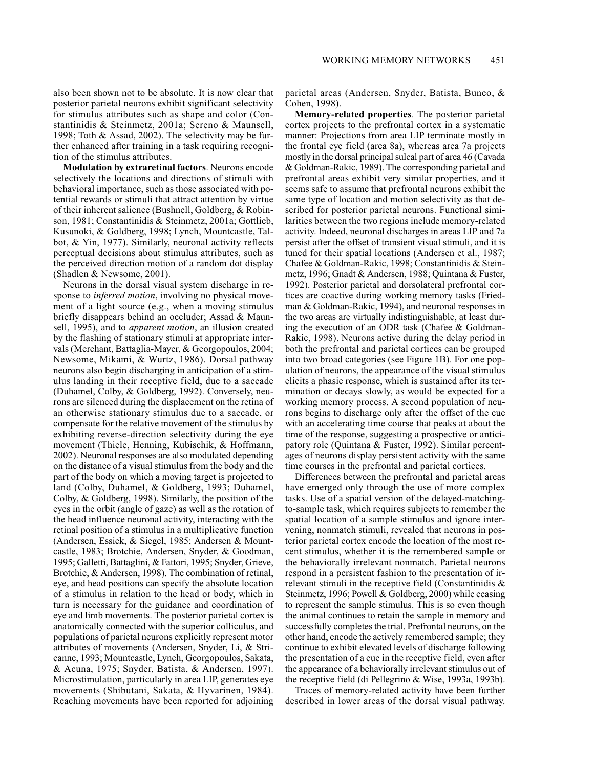also been shown not to be absolute. It is now clear that posterior parietal neurons exhibit significant selectivity for stimulus attributes such as shape and color (Constantinidis & Steinmetz, 2001a; Sereno & Maunsell, 1998; Toth & Assad, 2002). The selectivity may be further enhanced after training in a task requiring recognition of the stimulus attributes.

**Modulation by extraretinal factors**. Neurons encode selectively the locations and directions of stimuli with behavioral importance, such as those associated with potential rewards or stimuli that attract attention by virtue of their inherent salience (Bushnell, Goldberg, & Robinson, 1981; Constantinidis & Steinmetz, 2001a; Gottlieb, Kusunoki, & Goldberg, 1998; Lynch, Mountcastle, Talbot, & Yin, 1977). Similarly, neuronal activity reflects perceptual decisions about stimulus attributes, such as the perceived direction motion of a random dot display (Shadlen & Newsome, 2001).

Neurons in the dorsal visual system discharge in response to *inferred motion*, involving no physical movement of a light source (e.g., when a moving stimulus briefly disappears behind an occluder; Assad & Maunsell, 1995), and to *apparent motion*, an illusion created by the flashing of stationary stimuli at appropriate intervals (Merchant, Battaglia-Mayer, & Georgopoulos, 2004; Newsome, Mikami, & Wurtz, 1986). Dorsal pathway neurons also begin discharging in anticipation of a stimulus landing in their receptive field, due to a saccade (Duhamel, Colby, & Goldberg, 1992). Conversely, neurons are silenced during the displacement on the retina of an otherwise stationary stimulus due to a saccade, or compensate for the relative movement of the stimulus by exhibiting reverse-direction selectivity during the eye movement (Thiele, Henning, Kubischik, & Hoffmann, 2002). Neuronal responses are also modulated depending on the distance of a visual stimulus from the body and the part of the body on which a moving target is projected to land (Colby, Duhamel, & Goldberg, 1993; Duhamel, Colby, & Goldberg, 1998). Similarly, the position of the eyes in the orbit (angle of gaze) as well as the rotation of the head influence neuronal activity, interacting with the retinal position of a stimulus in a multiplicative function (Andersen, Essick, & Siegel, 1985; Andersen & Mountcastle, 1983; Brotchie, Andersen, Snyder, & Goodman, 1995; Galletti, Battaglini, & Fattori, 1995; Snyder, Grieve, Brotchie, & Andersen, 1998). The combination of retinal, eye, and head positions can specify the absolute location of a stimulus in relation to the head or body, which in turn is necessary for the guidance and coordination of eye and limb movements. The posterior parietal cortex is anatomically connected with the superior colliculus, and populations of parietal neurons explicitly represent motor attributes of movements (Andersen, Snyder, Li, & Stricanne, 1993; Mountcastle, Lynch, Georgopoulos, Sakata, & Acuna, 1975; Snyder, Batista, & Andersen, 1997). Microstimulation, particularly in area LIP, generates eye movements (Shibutani, Sakata, & Hyvarinen, 1984). Reaching movements have been reported for adjoining parietal areas (Andersen, Snyder, Batista, Buneo, & Cohen, 1998).

**Memory-related properties**. The posterior parietal cortex projects to the prefrontal cortex in a systematic manner: Projections from area LIP terminate mostly in the frontal eye field (area 8a), whereas area 7a projects mostly in the dorsal principal sulcal part of area 46 (Cavada & Goldman-Rakic, 1989). The corresponding parietal and prefrontal areas exhibit very similar properties, and it seems safe to assume that prefrontal neurons exhibit the same type of location and motion selectivity as that described for posterior parietal neurons. Functional similarities between the two regions include memory-related activity. Indeed, neuronal discharges in areas LIP and 7a persist after the offset of transient visual stimuli, and it is tuned for their spatial locations (Andersen et al., 1987; Chafee & Goldman-Rakic, 1998; Constantinidis & Steinmetz, 1996; Gnadt & Andersen, 1988; Quintana & Fuster, 1992). Posterior parietal and dorsolateral prefrontal cortices are coactive during working memory tasks (Friedman & Goldman-Rakic, 1994), and neuronal responses in the two areas are virtually indistinguishable, at least during the execution of an ODR task (Chafee & Goldman-Rakic, 1998). Neurons active during the delay period in both the prefrontal and parietal cortices can be grouped into two broad categories (see Figure 1B). For one population of neurons, the appearance of the visual stimulus elicits a phasic response, which is sustained after its termination or decays slowly, as would be expected for a working memory process. A second population of neurons begins to discharge only after the offset of the cue with an accelerating time course that peaks at about the time of the response, suggesting a prospective or anticipatory role (Quintana & Fuster, 1992). Similar percentages of neurons display persistent activity with the same time courses in the prefrontal and parietal cortices.

Differences between the prefrontal and parietal areas have emerged only through the use of more complex tasks. Use of a spatial version of the delayed-matching-to-sample task, which requires subjects to remember the spatial location of a sample stimulus and ignore intervening, nonmatch stimuli, revealed that neurons in posterior parietal cortex encode the location of the most recent stimulus, whether it is the remembered sample or the behaviorally irrelevant nonmatch. Parietal neurons respond in a persistent fashion to the presentation of irrelevant stimuli in the receptive field (Constantinidis & Steinmetz, 1996; Powell & Goldberg, 2000) while ceasing to represent the sample stimulus. This is so even though the animal continues to retain the sample in memory and successfully completes the trial. Prefrontal neurons, on the other hand, encode the actively remembered sample; they continue to exhibit elevated levels of discharge following the presentation of a cue in the receptive field, even after the appearance of a behaviorally irrelevant stimulus out of the receptive field (di Pellegrino & Wise, 1993a, 1993b).

Traces of memory-related activity have been further described in lower areas of the dorsal visual pathway.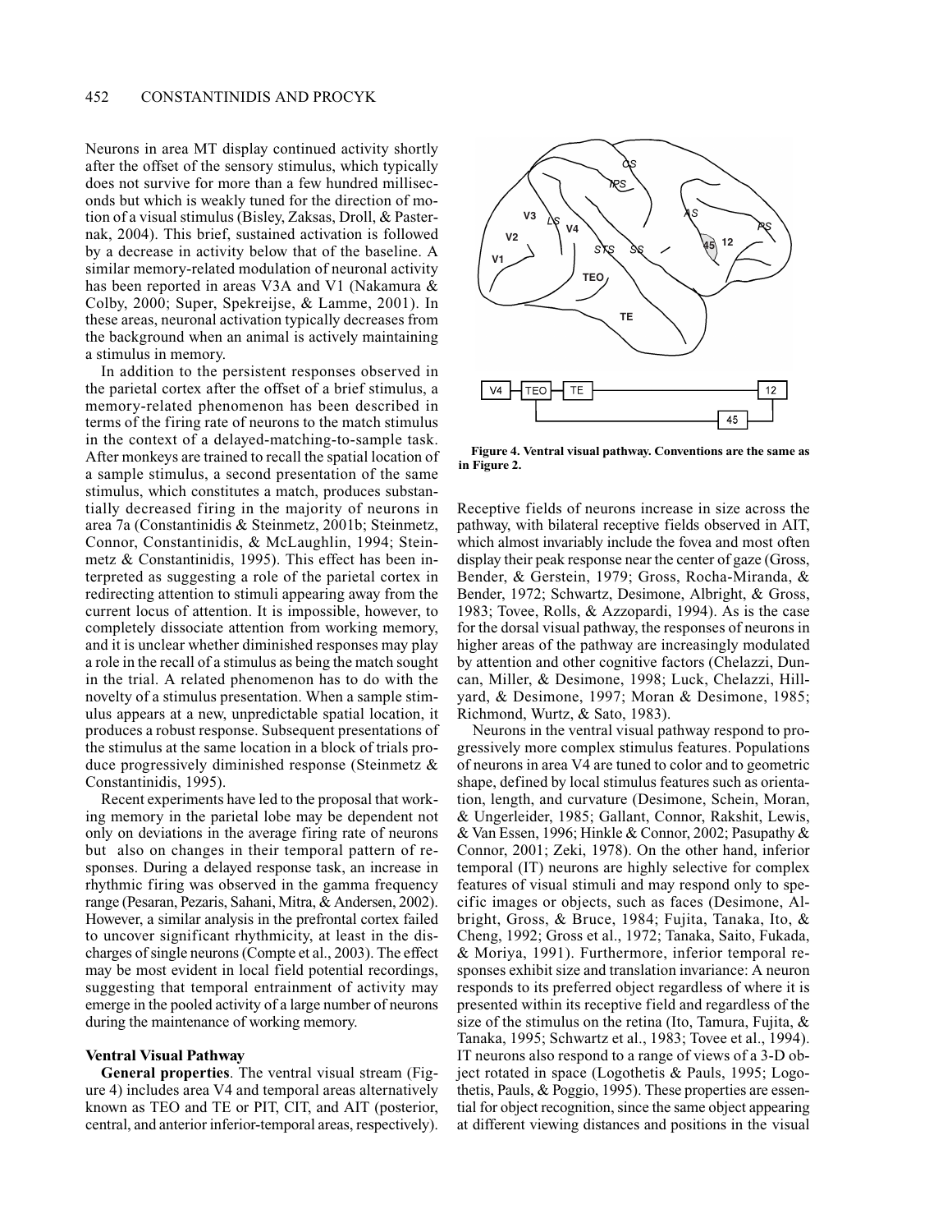Neurons in area MT display continued activity shortly after the offset of the sensory stimulus, which typically does not survive for more than a few hundred milliseconds but which is weakly tuned for the direction of motion of a visual stimulus (Bisley, Zaksas, Droll, & Pasternak, 2004). This brief, sustained activation is followed by a decrease in activity below that of the baseline. A similar memory-related modulation of neuronal activity has been reported in areas V3A and V1 (Nakamura & Colby, 2000; Super, Spekreijse, & Lamme, 2001). In these areas, neuronal activation typically decreases from the background when an animal is actively maintaining a stimulus in memory.

In addition to the persistent responses observed in the parietal cortex after the offset of a brief stimulus, a memory-related phenomenon has been described in terms of the firing rate of neurons to the match stimulus in the context of a delayed-matching-to-sample task. After monkeys are trained to recall the spatial location of a sample stimulus, a second presentation of the same stimulus, which constitutes a match, produces substantially decreased firing in the majority of neurons in area 7a (Constantinidis & Steinmetz, 2001b; Steinmetz, Connor, Constantinidis, & McLaughlin, 1994; Steinmetz & Constantinidis, 1995). This effect has been interpreted as suggesting a role of the parietal cortex in redirecting attention to stimuli appearing away from the current locus of attention. It is impossible, however, to completely dissociate attention from working memory, and it is unclear whether diminished responses may play a role in the recall of a stimulus as being the match sought in the trial. A related phenomenon has to do with the novelty of a stimulus presentation. When a sample stimulus appears at a new, unpredictable spatial location, it produces a robust response. Subsequent presentations of the stimulus at the same location in a block of trials produce progressively diminished response (Steinmetz & Constantinidis, 1995).

Recent experiments have led to the proposal that working memory in the parietal lobe may be dependent not only on deviations in the average firing rate of neurons but also on changes in their temporal pattern of responses. During a delayed response task, an increase in rhythmic firing was observed in the gamma frequency range (Pesaran, Pezaris, Sahani, Mitra, & Andersen, 2002). However, a similar analysis in the prefrontal cortex failed to uncover significant rhythmicity, at least in the discharges of single neurons (Compte et al., 2003). The effect may be most evident in local field potential recordings, suggesting that temporal entrainment of activity may emerge in the pooled activity of a large number of neurons during the maintenance of working memory.

### Ventral Visual Pathway

**General properties**. The ventral visual stream (Figure 4) includes area V4 and temporal areas alternatively known as TEO and TE or PIT, CIT, and AIT (posterior, central, and anterior inferior-temporal areas, respectively).

**Figure 4. Ventral visual pathway. Conventions are the same as in Figure 2.**

Receptive fields of neurons increase in size across the pathway, with bilateral receptive fields observed in AIT, which almost invariably include the fovea and most often display their peak response near the center of gaze (Gross, Bender, & Gerstein, 1979; Gross, Rocha-Miranda, & Bender, 1972; Schwartz, Desimone, Albright, & Gross, 1983; Tovee, Rolls, & Azzopardi, 1994). As is the case for the dorsal visual pathway, the responses of neurons in higher areas of the pathway are increasingly modulated by attention and other cognitive factors (Chelazzi, Duncan, Miller, & Desimone, 1998; Luck, Chelazzi, Hillyard, & Desimone, 1997; Moran & Desimone, 1985; Richmond, Wurtz, & Sato, 1983).

Neurons in the ventral visual pathway respond to progressively more complex stimulus features. Populations of neurons in area V4 are tuned to color and to geometric shape, defined by local stimulus features such as orientation, length, and curvature (Desimone, Schein, Moran, & Ungerleider, 1985; Gallant, Connor, Rakshit, Lewis, & Van Essen, 1996; Hinkle & Connor, 2002; Pasupathy & Connor, 2001; Zeki, 1978). On the other hand, inferior temporal (IT) neurons are highly selective for complex features of visual stimuli and may respond only to specific images or objects, such as faces (Desimone, Albright, Gross, & Bruce, 1984; Fujita, Tanaka, Ito, & Cheng, 1992; Gross et al., 1972; Tanaka, Saito, Fukada, & Moriya, 1991). Furthermore, inferior temporal responses exhibit size and translation invariance: A neuron responds to its preferred object regardless of where it is presented within its receptive field and regardless of the size of the stimulus on the retina (Ito, Tamura, Fujita, & Tanaka, 1995; Schwartz et al., 1983; Tovee et al., 1994). IT neurons also respond to a range of views of a 3-D object rotated in space (Logothetis & Pauls, 1995; Logothetis, Pauls, & Poggio, 1995). These properties are essential for object recognition, since the same object appearing at different viewing distances and positions in the visual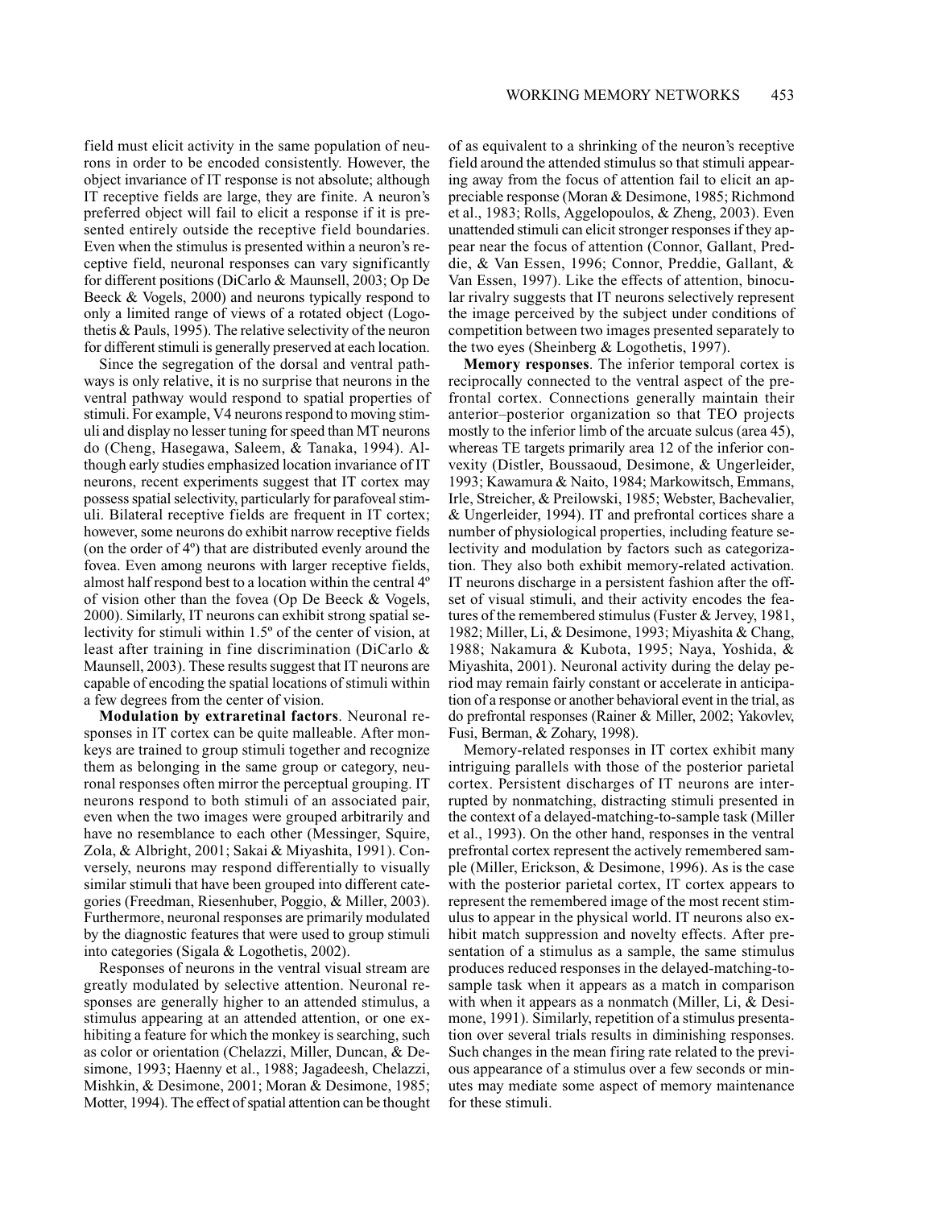field must elicit activity in the same population of neurons in order to be encoded consistently. However, the object invariance of IT response is not absolute; although IT receptive fields are large, they are finite. A neuron's preferred object will fail to elicit a response if it is presented entirely outside the receptive field boundaries. Even when the stimulus is presented within a neuron's receptive field, neuronal responses can vary significantly for different positions (DiCarlo & Maunsell, 2003; Op De Beeck & Vogels, 2000) and neurons typically respond to only a limited range of views of a rotated object (Logothetis & Pauls, 1995). The relative selectivity of the neuron for different stimuli is generally preserved at each location.

Since the segregation of the dorsal and ventral pathways is only relative, it is no surprise that neurons in the ventral pathway would respond to spatial properties of stimuli. For example, V4 neurons respond to moving stimuli and display no lesser tuning for speed than MT neurons do (Cheng, Hasegawa, Saleem, & Tanaka, 1994). Although early studies emphasized location invariance of IT neurons, recent experiments suggest that IT cortex may possess spatial selectivity, particularly for parafoveal stimuli. Bilateral receptive fields are frequent in IT cortex; however, some neurons do exhibit narrow receptive fields (on the order of 4º) that are distributed evenly around the fovea. Even among neurons with larger receptive fields, almost half respond best to a location within the central 4º of vision other than the fovea (Op De Beeck & Vogels, 2000). Similarly, IT neurons can exhibit strong spatial selectivity for stimuli within 1.5º of the center of vision, at least after training in fine discrimination (DiCarlo & Maunsell, 2003). These results suggest that IT neurons are capable of encoding the spatial locations of stimuli within a few degrees from the center of vision.

**Modulation by extraretinal factors**. Neuronal responses in IT cortex can be quite malleable. After monkeys are trained to group stimuli together and recognize them as belonging in the same group or category, neuronal responses often mirror the perceptual grouping. IT neurons respond to both stimuli of an associated pair, even when the two images were grouped arbitrarily and have no resemblance to each other (Messinger, Squire, Zola, & Albright, 2001; Sakai & Miyashita, 1991). Conversely, neurons may respond differentially to visually similar stimuli that have been grouped into different categories (Freedman, Riesenhuber, Poggio, & Miller, 2003). Furthermore, neuronal responses are primarily modulated by the diagnostic features that were used to group stimuli into categories (Sigala & Logothetis, 2002).

Responses of neurons in the ventral visual stream are greatly modulated by selective attention. Neuronal responses are generally higher to an attended stimulus, a stimulus appearing at an attended attention, or one exhibiting a feature for which the monkey is searching, such as color or orientation (Chelazzi, Miller, Duncan, & Desimone, 1993; Haenny et al., 1988; Jagadeesh, Chelazzi, Mishkin, & Desimone, 2001; Moran & Desimone, 1985; Motter, 1994). The effect of spatial attention can be thought of as equivalent to a shrinking of the neuron's receptive field around the attended stimulus so that stimuli appearing away from the focus of attention fail to elicit an appreciable response (Moran & Desimone, 1985; Richmond et al., 1983; Rolls, Aggelopoulos, & Zheng, 2003). Even unattended stimuli can elicit stronger responses if they appear near the focus of attention (Connor, Gallant, Preddie, & Van Essen, 1996; Connor, Preddie, Gallant, & Van Essen, 1997). Like the effects of attention, binocular rivalry suggests that IT neurons selectively represent the image perceived by the subject under conditions of competition between two images presented separately to the two eyes (Sheinberg & Logothetis, 1997).

**Memory responses**. The inferior temporal cortex is reciprocally connected to the ventral aspect of the prefrontal cortex. Connections generally maintain their anterior–posterior organization so that TEO projects mostly to the inferior limb of the arcuate sulcus (area 45), whereas TE targets primarily area 12 of the inferior convexity (Distler, Boussaoud, Desimone, & Ungerleider, 1993; Kawamura & Naito, 1984; Markowitsch, Emmans, Irle, Streicher, & Preilowski, 1985; Webster, Bachevalier, & Ungerleider, 1994). IT and prefrontal cortices share a number of physiological properties, including feature selectivity and modulation by factors such as categorization. They also both exhibit memory-related activation. IT neurons discharge in a persistent fashion after the offset of visual stimuli, and their activity encodes the features of the remembered stimulus (Fuster & Jervey, 1981, 1982; Miller, Li, & Desimone, 1993; Miyashita & Chang, 1988; Nakamura & Kubota, 1995; Naya, Yoshida, & Miyashita, 2001). Neuronal activity during the delay period may remain fairly constant or accelerate in anticipation of a response or another behavioral event in the trial, as do prefrontal responses (Rainer & Miller, 2002; Yakovlev, Fusi, Berman, & Zohary, 1998).

Memory-related responses in IT cortex exhibit many intriguing parallels with those of the posterior parietal cortex. Persistent discharges of IT neurons are interrupted by nonmatching, distracting stimuli presented in the context of a delayed-matching-to-sample task (Miller et al., 1993). On the other hand, responses in the ventral prefrontal cortex represent the actively remembered sample (Miller, Erickson, & Desimone, 1996). As is the case with the posterior parietal cortex, IT cortex appears to represent the remembered image of the most recent stimulus to appear in the physical world. IT neurons also exhibit match suppression and novelty effects. After presentation of a stimulus as a sample, the same stimulus produces reduced responses in the delayed-matching-to-sample task when it appears as a match in comparison with when it appears as a nonmatch (Miller, Li, & Desimone, 1991). Similarly, repetition of a stimulus presentation over several trials results in diminishing responses. Such changes in the mean firing rate related to the previous appearance of a stimulus over a few seconds or minutes may mediate some aspect of memory maintenance for these stimuli.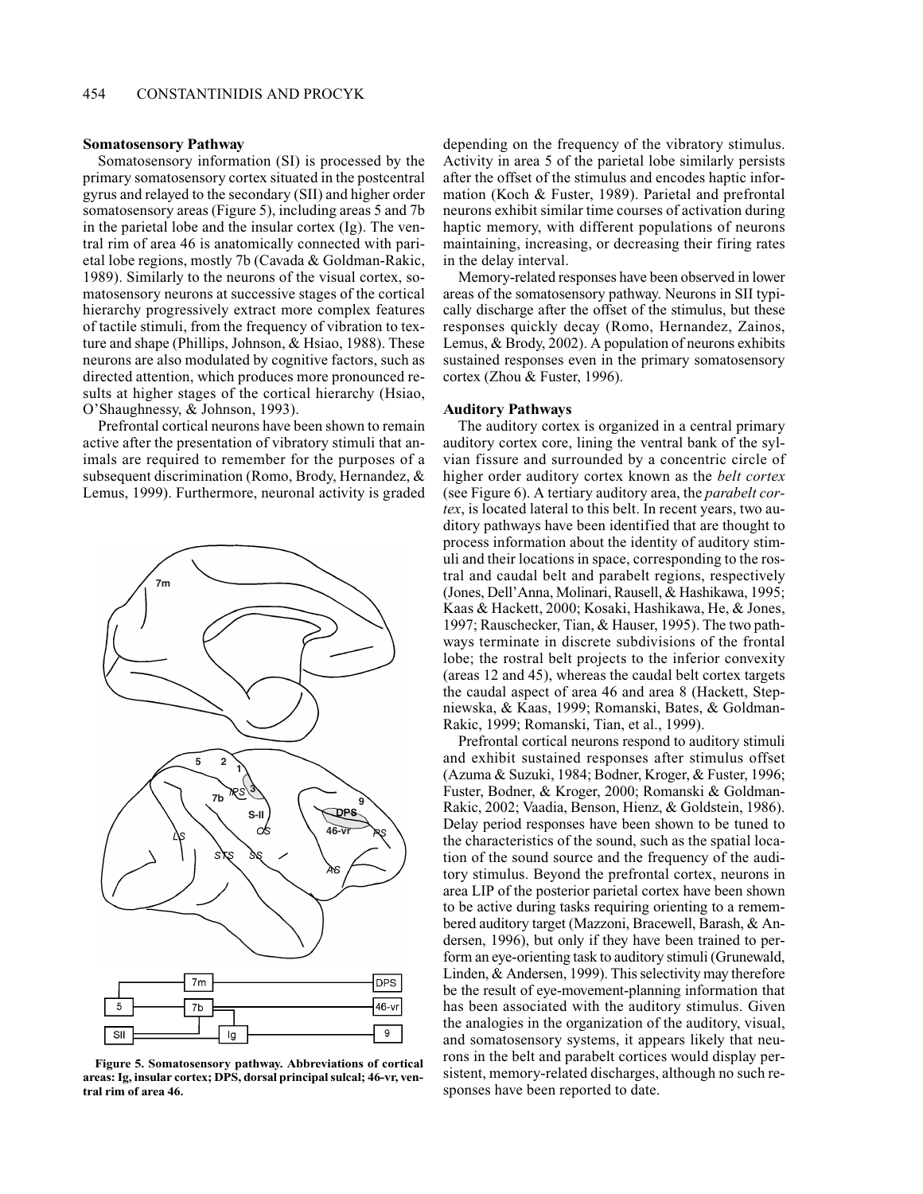### Somatosensory Pathway

Somatosensory information (SI) is processed by the primary somatosensory cortex situated in the postcentral gyrus and relayed to the secondary (SII) and higher order somatosensory areas (Figure 5), including areas 5 and 7b in the parietal lobe and the insular cortex (Ig). The ventral rim of area 46 is anatomically connected with parietal lobe regions, mostly 7b (Cavada & Goldman-Rakic, 1989). Similarly to the neurons of the visual cortex, somatosensory neurons at successive stages of the cortical hierarchy progressively extract more complex features of tactile stimuli, from the frequency of vibration to texture and shape (Phillips, Johnson, & Hsiao, 1988). These neurons are also modulated by cognitive factors, such as directed attention, which produces more pronounced results at higher stages of the cortical hierarchy (Hsiao, O'Shaughnessy, & Johnson, 1993).

Prefrontal cortical neurons have been shown to remain active after the presentation of vibratory stimuli that animals are required to remember for the purposes of a subsequent discrimination (Romo, Brody, Hernandez, & Lemus, 1999). Furthermore, neuronal activity is graded depending on the frequency of the vibratory stimulus. Activity in area 5 of the parietal lobe similarly persists after the offset of the stimulus and encodes haptic information (Koch & Fuster, 1989). Parietal and prefrontal neurons exhibit similar time courses of activation during haptic memory, with different populations of neurons maintaining, increasing, or decreasing their firing rates in the delay interval.

Memory-related responses have been observed in lower areas of the somatosensory pathway. Neurons in SII typically discharge after the offset of the stimulus, but these responses quickly decay (Romo, Hernandez, Zainos, Lemus, & Brody, 2002). A population of neurons exhibits sustained responses even in the primary somatosensory cortex (Zhou & Fuster, 1996).

**Figure 5. Somatosensory pathway. Abbreviations of cortical areas: Ig, insular cortex; DPS, dorsal principal sulcal; 46-vr, ventral rim of area 46.**

### Auditory Pathways

The auditory cortex is organized in a central primary auditory cortex core, lining the ventral bank of the sylvian fissure and surrounded by a concentric circle of higher order auditory cortex known as the *belt cortex* (see Figure 6). A tertiary auditory area, the *parabelt cortex*, is located lateral to this belt. In recent years, two auditory pathways have been identified that are thought to process information about the identity of auditory stimuli and their locations in space, corresponding to the rostral and caudal belt and parabelt regions, respectively (Jones, Dell'Anna, Molinari, Rausell, & Hashikawa, 1995; Kaas & Hackett, 2000; Kosaki, Hashikawa, He, & Jones, 1997; Rauschecker, Tian, & Hauser, 1995). The two pathways terminate in discrete subdivisions of the frontal lobe; the rostral belt projects to the inferior convexity (areas 12 and 45), whereas the caudal belt cortex targets the caudal aspect of area 46 and area 8 (Hackett, Stepniewska, & Kaas, 1999; Romanski, Bates, & Goldman-Rakic, 1999; Romanski, Tian, et al., 1999).

Prefrontal cortical neurons respond to auditory stimuli and exhibit sustained responses after stimulus offset (Azuma & Suzuki, 1984; Bodner, Kroger, & Fuster, 1996; Fuster, Bodner, & Kroger, 2000; Romanski & Goldman-Rakic, 2002; Vaadia, Benson, Hienz, & Goldstein, 1986). Delay period responses have been shown to be tuned to the characteristics of the sound, such as the spatial location of the sound source and the frequency of the auditory stimulus. Beyond the prefrontal cortex, neurons in area LIP of the posterior parietal cortex have been shown to be active during tasks requiring orienting to a remembered auditory target (Mazzoni, Bracewell, Barash, & Andersen, 1996), but only if they have been trained to perform an eye-orienting task to auditory stimuli (Grunewald, Linden, & Andersen, 1999). This selectivity may therefore be the result of eye-movement-planning information that has been associated with the auditory stimulus. Given the analogies in the organization of the auditory, visual, and somatosensory systems, it appears likely that neurons in the belt and parabelt cortices would display persistent, memory-related discharges, although no such responses have been reported to date.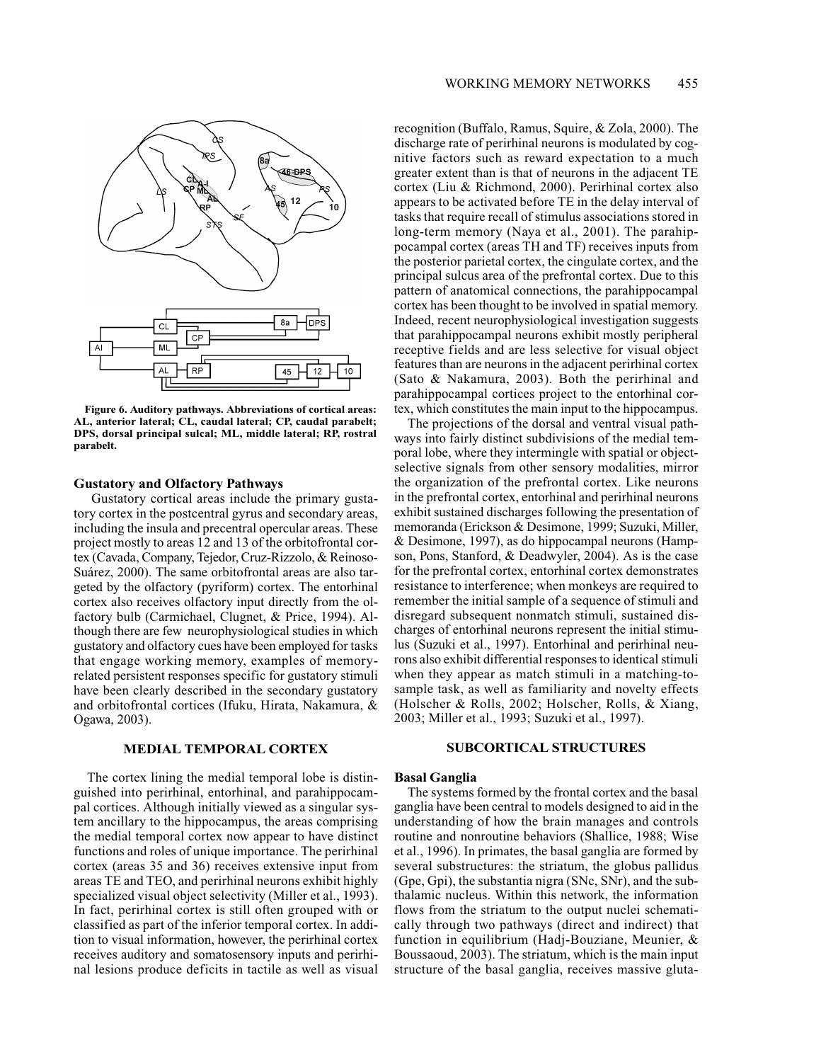Figure 6. Auditory pathways. Abbreviations of cortical areas: AL, anterior lateral; CL, caudal lateral; CP, caudal parabelt; DPS, dorsal principal sulcal; ML, middle lateral; RP, rostral parabelt.

### Gustatory and Olfactory Pathways

Gustatory cortical areas include the primary gustatory cortex in the postcentral gyrus and secondary areas, including the insula and precentral opercular areas. These project mostly to areas 12 and 13 of the orbitofrontal cortex (Cavada, Company, Tejedor, Cruz-Rizzolo, & Reinoso-Suárez, 2000). The same orbitofrontal areas are also targeted by the olfactory (pyriform) cortex. The entorhinal cortex also receives olfactory input directly from the olfactory bulb (Carmichael, Clugnet, & Price, 1994). Although there are few neurophysiological studies in which gustatory and olfactory cues have been employed for tasks that engage working memory, examples of memory-related persistent responses specific for gustatory stimuli have been clearly described in the secondary gustatory and orbitofrontal cortices (Ifuku, Hirata, Nakamura, & Ogawa, 2003).

## MEDIAL TEMPORAL CORTEX

The cortex lining the medial temporal lobe is distinguished into perirhinal, entorhinal, and parahippocampal cortices. Although initially viewed as a singular system ancillary to the hippocampus, the areas comprising the medial temporal cortex now appear to have distinct functions and roles of unique importance. The perirhinal cortex (areas 35 and 36) receives extensive input from areas TE and TEO, and perirhinal neurons exhibit highly specialized visual object selectivity (Miller et al., 1993). In fact, perirhinal cortex is still often grouped with or classified as part of the inferior temporal cortex. In addition to visual information, however, the perirhinal cortex receives auditory and somatosensory inputs and perirhinal lesions produce deficits in tactile as well as visual recognition (Buffalo, Ramus, Squire, & Zola, 2000). The discharge rate of perirhinal neurons is modulated by cognitive factors such as reward expectation to a much greater extent than is that of neurons in the adjacent TE cortex (Liu & Richmond, 2000). Perirhinal cortex also appears to be activated before TE in the delay interval of tasks that require recall of stimulus associations stored in long-term memory (Naya et al., 2001). The parahippocampal cortex (areas TH and TF) receives inputs from the posterior parietal cortex, the cingulate cortex, and the principal sulcus area of the prefrontal cortex. Due to this pattern of anatomical connections, the parahippocampal cortex has been thought to be involved in spatial memory. Indeed, recent neurophysiological investigation suggests that parahippocampal neurons exhibit mostly peripheral receptive fields and are less selective for visual object features than are neurons in the adjacent perirhinal cortex (Sato & Nakamura, 2003). Both the perirhinal and parahippocampal cortices project to the entorhinal cortex, which constitutes the main input to the hippocampus.

The projections of the dorsal and ventral visual pathways into fairly distinct subdivisions of the medial temporal lobe, where they intermingle with spatial or object-selective signals from other sensory modalities, mirror the organization of the prefrontal cortex. Like neurons in the prefrontal cortex, entorhinal and perirhinal neurons exhibit sustained discharges following the presentation of memoranda (Erickson & Desimone, 1999; Suzuki, Miller, & Desimone, 1997), as do hippocampal neurons (Hampson, Pons, Stanford, & Deadwyler, 2004). As is the case for the prefrontal cortex, entorhinal cortex demonstrates resistance to interference; when monkeys are required to remember the initial sample of a sequence of stimuli and disregard subsequent nonmatch stimuli, sustained discharges of entorhinal neurons represent the initial stimulus (Suzuki et al., 1997). Entorhinal and perirhinal neurons also exhibit differential responses to identical stimuli when they appear as match stimuli in a matching-to-sample task, as well as familiarity and novelty effects (Holscher & Rolls, 2002; Holscher, Rolls, & Xiang, 2003; Miller et al., 1993; Suzuki et al., 1997).

## SUBCORTICAL STRUCTURES

### Basal Ganglia

The systems formed by the frontal cortex and the basal ganglia have been central to models designed to aid in the understanding of how the brain manages and controls routine and nonroutine behaviors (Shallice, 1988; Wise et al., 1996). In primates, the basal ganglia are formed by several substructures: the striatum, the globus pallidus (Gpe, Gpi), the substantia nigra (SNc, SNr), and the subthalamic nucleus. Within this network, the information flows from the striatum to the output nuclei schematically through two pathways (direct and indirect) that function in equilibrium (Hadj-Bouziane, Meunier, & Boussaoud, 2003). The striatum, which is the main input structure of the basal ganglia, receives massive gluta-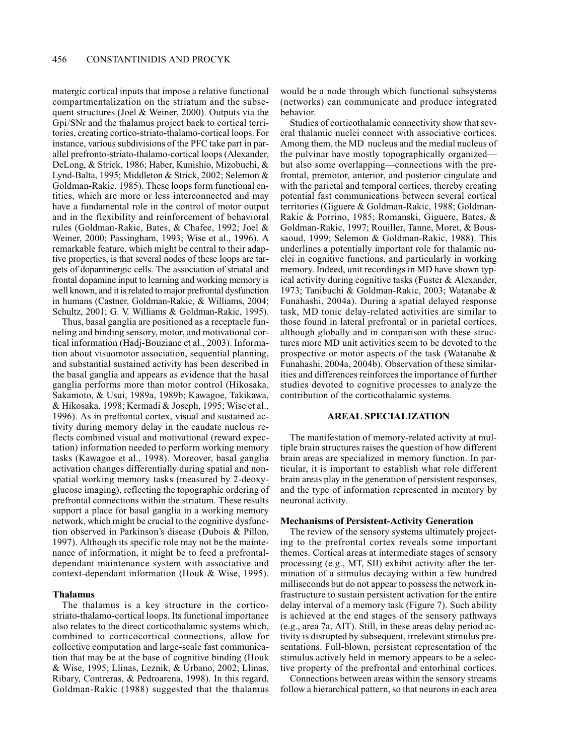matergic cortical inputs that impose a relative functional compartmentalization on the striatum and the subsequent structures (Joel & Weiner, 2000). Outputs via the Gpi/SNr and the thalamus project back to cortical territories, creating cortico-striato-thalamo-cortical loops. For instance, various subdivisions of the PFC take part in parallel prefronto-striato-thalamo-cortical loops (Alexander, DeLong, & Strick, 1986; Haber, Kunishio, Mizobuchi, & Lynd-Balta, 1995; Middleton & Strick, 2002; Selemon & Goldman-Rakic, 1985). These loops form functional entities, which are more or less interconnected and may have a fundamental role in the control of motor output and in the flexibility and reinforcement of behavioral rules (Goldman-Rakic, Bates, & Chafee, 1992; Joel & Weiner, 2000; Passingham, 1993; Wise et al., 1996). A remarkable feature, which might be central to their adaptive properties, is that several nodes of these loops are targets of dopaminergic cells. The association of striatal and frontal dopamine input to learning and working memory is well known, and it is related to major prefrontal dysfunction in humans (Castner, Goldman-Rakic, & Williams, 2004; Schultz, 2001; G. V. Williams & Goldman-Rakic, 1995).

Thus, basal ganglia are positioned as a receptacle funneling and binding sensory, motor, and motivational cortical information (Hadj-Bouziane et al., 2003). Information about visuomotor association, sequential planning, and substantial sustained activity has been described in the basal ganglia and appears as evidence that the basal ganglia performs more than motor control (Hikosaka, Sakamoto, & Usui, 1989a, 1989b; Kawagoe, Takikawa, & Hikosaka, 1998; Kermadi & Joseph, 1995; Wise et al., 1996). As in prefrontal cortex, visual and sustained activity during memory delay in the caudate nucleus reflects combined visual and motivational (reward expectation) information needed to perform working memory tasks (Kawagoe et al., 1998). Moreover, basal ganglia activation changes differentially during spatial and nonspatial working memory tasks (measured by 2-deoxyglucose imaging), reflecting the topographic ordering of prefrontal connections within the striatum. These results support a place for basal ganglia in a working memory network, which might be crucial to the cognitive dysfunction observed in Parkinson's disease (Dubois & Pillon, 1997). Although its specific role may not be the maintenance of information, it might be to feed a prefrontal-dependant maintenance system with associative and context-dependant information (Houk & Wise, 1995).

### Thalamus

The thalamus is a key structure in the cortico-striato-thalamo-cortical loops. Its functional importance also relates to the direct corticothalamic systems which, combined to corticocortical connections, allow for collective computation and large-scale fast communication that may be at the base of cognitive binding (Houk & Wise, 1995; Llinas, Leznik, & Urbano, 2002; Llinas, Ribary, Contreras, & Pedroarena, 1998). In this regard, Goldman-Rakic (1988) suggested that the thalamus would be a node through which functional subsystems (networks) can communicate and produce integrated behavior.

Studies of corticothalamic connectivity show that several thalamic nuclei connect with associative cortices. Among them, the MD nucleus and the medial nucleus of the pulvinar have mostly topographically organized—but also some overlapping—connections with the prefrontal, premotor, anterior, and posterior cingulate and with the parietal and temporal cortices, thereby creating potential fast communications between several cortical territories (Giguere & Goldman-Rakic, 1988; Goldman-Rakic & Porrino, 1985; Romanski, Giguere, Bates, & Goldman-Rakic, 1997; Rouiller, Tanne, Moret, & Boussaoud, 1999; Selemon & Goldman-Rakic, 1988). This underlines a potentially important role for thalamic nuclei in cognitive functions, and particularly in working memory. Indeed, unit recordings in MD have shown typical activity during cognitive tasks (Fuster & Alexander, 1973; Tanibuchi & Goldman-Rakic, 2003; Watanabe & Funahashi, 2004a). During a spatial delayed response task, MD tonic delay-related activities are similar to those found in lateral prefrontal or in parietal cortices, although globally and in comparison with these structures more MD unit activities seem to be devoted to the prospective or motor aspects of the task (Watanabe & Funahashi, 2004a, 2004b). Observation of these similarities and differences reinforces the importance of further studies devoted to cognitive processes to analyze the contribution of the corticothalamic systems.

## AREAL SPECIALIZATION

The manifestation of memory-related activity at multiple brain structures raises the question of how different brain areas are specialized in memory function. In particular, it is important to establish what role different brain areas play in the generation of persistent responses, and the type of information represented in memory by neuronal activity.

### Mechanisms of Persistent-Activity Generation

The review of the sensory systems ultimately projecting to the prefrontal cortex reveals some important themes. Cortical areas at intermediate stages of sensory processing (e.g., MT, SII) exhibit activity after the termination of a stimulus decaying within a few hundred milliseconds but do not appear to possess the network infrastructure to sustain persistent activation for the entire delay interval of a memory task (Figure 7). Such ability is achieved at the end stages of the sensory pathways (e.g., area 7a, AIT). Still, in these areas delay period activity is disrupted by subsequent, irrelevant stimulus presentations. Full-blown, persistent representation of the stimulus actively held in memory appears to be a selective property of the prefrontal and entorhinal cortices.

Connections between areas within the sensory streams follow a hierarchical pattern, so that neurons in each area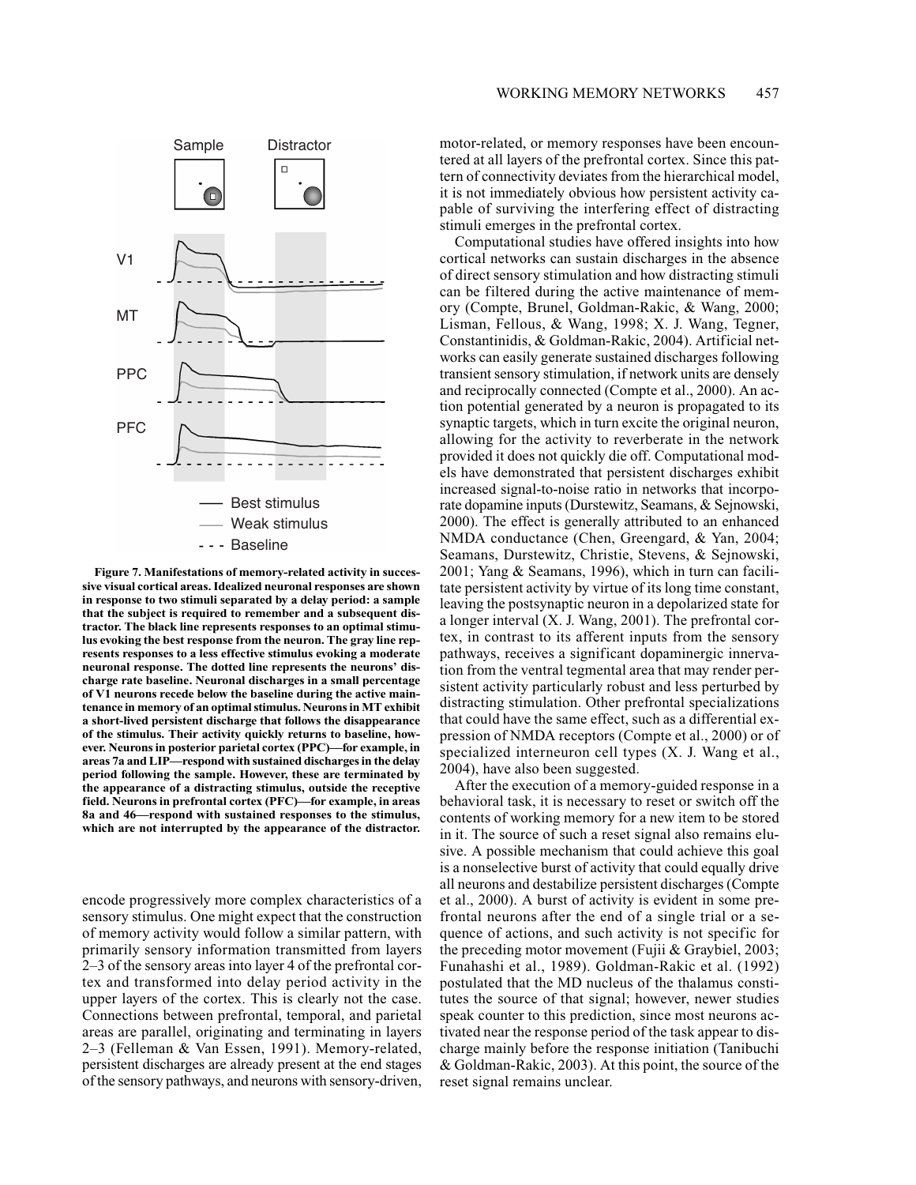**Figure 7. Manifestations of memory-related activity in successive visual cortical areas. Idealized neuronal responses are shown in response to two stimuli separated by a delay period: a sample that the subject is required to remember and a subsequent distractor. The black line represents responses to an optimal stimulus evoking the best response from the neuron. The gray line represents responses to a less effective stimulus evoking a moderate neuronal response. The dotted line represents the neurons' discharge rate baseline. Neuronal discharges in a small percentage of V1 neurons recede below the baseline during the active maintenance in memory of an optimal stimulus. Neurons in MT exhibit a short-lived persistent discharge that follows the disappearance of the stimulus. Their activity quickly returns to baseline, however. Neurons in posterior parietal cortex (PPC)—for example, in areas 7a and LIP—respond with sustained discharges in the delay period following the sample. However, these are terminated by the appearance of a distracting stimulus, outside the receptive field. Neurons in prefrontal cortex (PFC)—for example, in areas 8a and 46—respond with sustained responses to the stimulus, which are not interrupted by the appearance of the distractor.**

encode progressively more complex characteristics of a sensory stimulus. One might expect that the construction of memory activity would follow a similar pattern, with primarily sensory information transmitted from layers 2–3 of the sensory areas into layer 4 of the prefrontal cortex and transformed into delay period activity in the upper layers of the cortex. This is clearly not the case. Connections between prefrontal, temporal, and parietal areas are parallel, originating and terminating in layers 2–3 (Felleman & Van Essen, 1991). Memory-related, persistent discharges are already present at the end stages of the sensory pathways, and neurons with sensory-driven, motor-related, or memory responses have been encountered at all layers of the prefrontal cortex. Since this pattern of connectivity deviates from the hierarchical model, it is not immediately obvious how persistent activity capable of surviving the interfering effect of distracting stimuli emerges in the prefrontal cortex.

Computational studies have offered insights into how cortical networks can sustain discharges in the absence of direct sensory stimulation and how distracting stimuli can be filtered during the active maintenance of memory (Compte, Brunel, Goldman-Rakic, & Wang, 2000; Lisman, Fellous, & Wang, 1998; X. J. Wang, Tegner, Constantinidis, & Goldman-Rakic, 2004). Artificial networks can easily generate sustained discharges following transient sensory stimulation, if network units are densely and reciprocally connected (Compte et al., 2000). An action potential generated by a neuron is propagated to its synaptic targets, which in turn excite the original neuron, allowing for the activity to reverberate in the network provided it does not quickly die off. Computational models have demonstrated that persistent discharges exhibit increased signal-to-noise ratio in networks that incorporate dopamine inputs (Durstewitz, Seamans, & Sejnowski, 2000). The effect is generally attributed to an enhanced NMDA conductance (Chen, Greengard, & Yan, 2004; Seamans, Durstewitz, Christie, Stevens, & Sejnowski, 2001; Yang & Seamans, 1996), which in turn can facilitate persistent activity by virtue of its long time constant, leaving the postsynaptic neuron in a depolarized state for a longer interval (X. J. Wang, 2001). The prefrontal cortex, in contrast to its afferent inputs from the sensory pathways, receives a significant dopaminergic innervation from the ventral tegmental area that may render persistent activity particularly robust and less perturbed by distracting stimulation. Other prefrontal specializations that could have the same effect, such as a differential expression of NMDA receptors (Compte et al., 2000) or of specialized interneuron cell types (X. J. Wang et al., 2004), have also been suggested.

After the execution of a memory-guided response in a behavioral task, it is necessary to reset or switch off the contents of working memory for a new item to be stored in it. The source of such a reset signal also remains elusive. A possible mechanism that could achieve this goal is a nonselective burst of activity that could equally drive all neurons and destabilize persistent discharges (Compte et al., 2000). A burst of activity is evident in some prefrontal neurons after the end of a single trial or a sequence of actions, and such activity is not specific for the preceding motor movement (Fujii & Graybiel, 2003; Funahashi et al., 1989). Goldman-Rakic et al. (1992) postulated that the MD nucleus of the thalamus constitutes the source of that signal; however, newer studies speak counter to this prediction, since most neurons activated near the response period of the task appear to discharge mainly before the response initiation (Tanibuchi & Goldman-Rakic, 2003). At this point, the source of the reset signal remains unclear.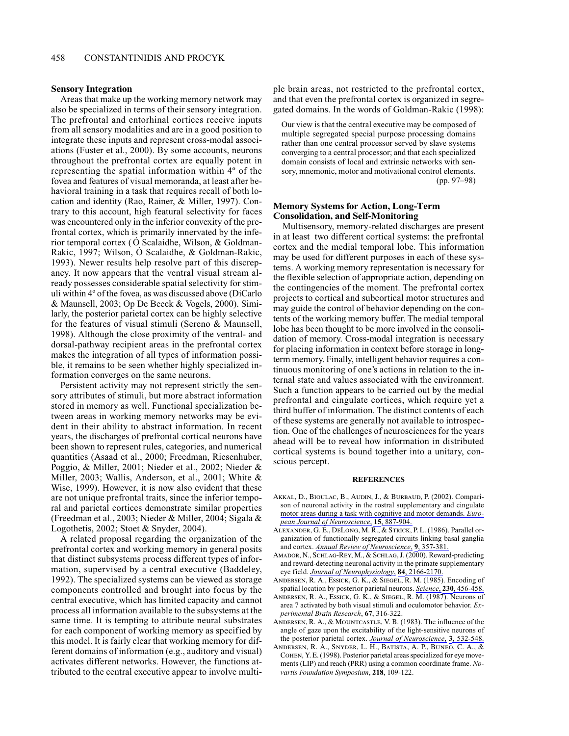### Sensory Integration

Areas that make up the working memory network may also be specialized in terms of their sensory integration. The prefrontal and entorhinal cortices receive inputs from all sensory modalities and are in a good position to integrate these inputs and represent cross-modal associations (Fuster et al., 2000). By some accounts, neurons throughout the prefrontal cortex are equally potent in representing the spatial information within 4º of the fovea and features of visual memoranda, at least after behavioral training in a task that requires recall of both location and identity (Rao, Rainer, & Miller, 1997). Contrary to this account, high featural selectivity for faces was encountered only in the inferior convexity of the prefrontal cortex, which is primarily innervated by the inferior temporal cortex ( Ó Scalaidhe, Wilson, & Goldman-Rakic, 1997; Wilson, Ó Scalaidhe, & Goldman-Rakic, 1993). Newer results help resolve part of this discrepancy. It now appears that the ventral visual stream already possesses considerable spatial selectivity for stimuli within 4º of the fovea, as was discussed above (DiCarlo & Maunsell, 2003; Op De Beeck & Vogels, 2000). Similarly, the posterior parietal cortex can be highly selective for the features of visual stimuli (Sereno & Maunsell, 1998). Although the close proximity of the ventral- and dorsal-pathway recipient areas in the prefrontal cortex makes the integration of all types of information possible, it remains to be seen whether highly specialized information converges on the same neurons.

Persistent activity may not represent strictly the sensory attributes of stimuli, but more abstract information stored in memory as well. Functional specialization between areas in working memory networks may be evident in their ability to abstract information. In recent years, the discharges of prefrontal cortical neurons have been shown to represent rules, categories, and numerical quantities (Asaad et al., 2000; Freedman, Riesenhuber, Poggio, & Miller, 2001; Nieder et al., 2002; Nieder & Miller, 2003; Wallis, Anderson, et al., 2001; White & Wise, 1999). However, it is now also evident that these are not unique prefrontal traits, since the inferior temporal and parietal cortices demonstrate similar properties (Freedman et al., 2003; Nieder & Miller, 2004; Sigala & Logothetis, 2002; Stoet & Snyder, 2004).

A related proposal regarding the organization of the prefrontal cortex and working memory in general posits that distinct subsystems process different types of information, supervised by a central executive (Baddeley, 1992). The specialized systems can be viewed as storage components controlled and brought into focus by the central executive, which has limited capacity and cannot process all information available to the subsystems at the same time. It is tempting to attribute neural substrates for each component of working memory as specified by this model. It is fairly clear that working memory for different domains of information (e.g., auditory and visual) activates different networks. However, the functions attributed to the central executive appear to involve multiple brain areas, not restricted to the prefrontal cortex, and that even the prefrontal cortex is organized in segregated domains. In the words of Goldman-Rakic (1998):

> Our view is that the central executive may be composed of multiple segregated special purpose processing domains rather than one central processor served by slave systems converging to a central processor; and that each specialized domain consists of local and extrinsic networks with sensory, mnemonic, motor and motivational control elements. (pp. 97–98)

### Memory Systems for Action, Long-Term Consolidation, and Self-Monitoring

Multisensory, memory-related discharges are present in at least two different cortical systems: the prefrontal cortex and the medial temporal lobe. This information may be used for different purposes in each of these systems. A working memory representation is necessary for the flexible selection of appropriate action, depending on the contingencies of the moment. The prefrontal cortex projects to cortical and subcortical motor structures and may guide the control of behavior depending on the contents of the working memory buffer. The medial temporal lobe has been thought to be more involved in the consolidation of memory. Cross-modal integration is necessary for placing information in context before storage in long-term memory. Finally, intelligent behavior requires a continuous monitoring of one's actions in relation to the internal state and values associated with the environment. Such a function appears to be carried out by the medial prefrontal and cingulate cortices, which require yet a third buffer of information. The distinct contents of each of these systems are generally not available to introspection. One of the challenges of neurosciences for the years ahead will be to reveal how information in distributed cortical systems is bound together into a unitary, conscious percept.

## REFERENCES

Akkal, D., Bioulac, B., Audin, J., & Burbaud, P. (2002). Comparison of neuronal activity in the rostral supplementary and cingulate motor areas during a task with cognitive and motor demands. *European Journal of Neuroscience*, **15**, 887-904.

Alexander, G. E., DeLong, M. R., & Strick, P. L. (1986). Parallel organization of functionally segregated circuits linking basal ganglia and cortex. *Annual Review of Neuroscience*, **9**, 357-381.

Amador, N., Schlag-Rey, M., & Schlag, J. (2000). Reward-predicting and reward-detecting neuronal activity in the primate supplementary eye field. *Journal of Neurophysiology*, **84**, 2166-2170.

Andersen, R. A., Essick, G. K., & Siegel, R. M. (1985). Encoding of spatial location by posterior parietal neurons. *Science*, **230**, 456-458.

Andersen, R. A., Essick, G. K., & Siegel, R. M. (1987). Neurons of area 7 activated by both visual stimuli and oculomotor behavior. *Experimental Brain Research*, **67**, 316-322.

Andersen, R. A., & Mountcastle, V. B. (1983). The influence of the angle of gaze upon the excitability of the light-sensitive neurons of the posterior parietal cortex. *Journal of Neuroscience*, **3**, 532-548.

Andersen, R. A., Snyder, L. H., Batista, A. P., Buneo, C. A., & Cohen, Y. E. (1998). Posterior parietal areas specialized for eye movements (LIP) and reach (PRR) using a common coordinate frame. *Novartis Foundation Symposium*, **218**, 109-122.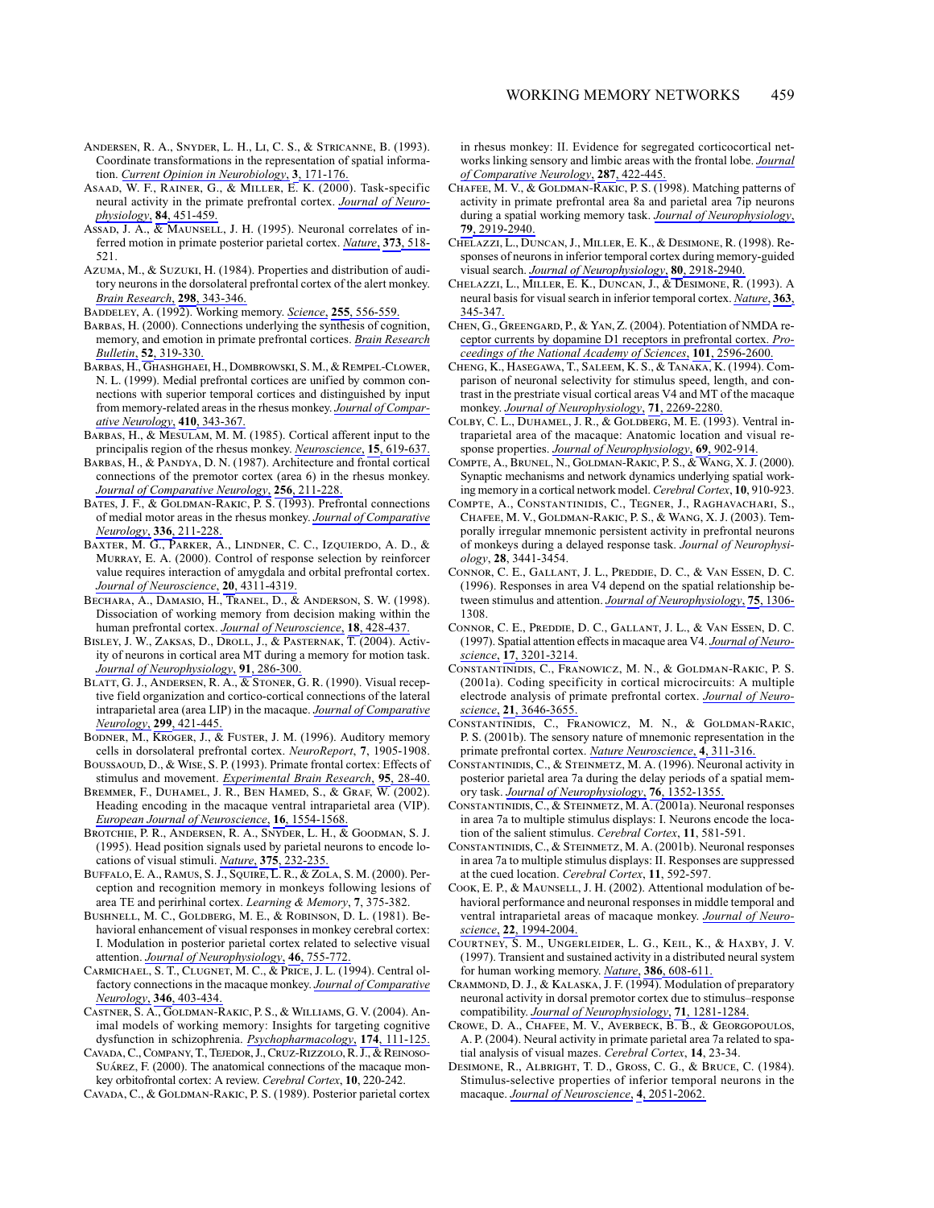Andersen, R. A., Snyder, L. H., Li, C. S., & Stricanne, B. (1993). Coordinate transformations in the representation of spatial information. *Current Opinion in Neurobiology*, **3**, 171-176.

Asaad, W. F., Rainer, G., & Miller, E. K. (2000). Task-specific neural activity in the primate prefrontal cortex. *Journal of Neurophysiology*, **84**, 451-459.

Assad, J. A., & Maunsell, J. H. (1995). Neuronal correlates of inferred motion in primate posterior parietal cortex. *Nature*, **373**, 518-521.

Azuma, M., & Suzuki, H. (1984). Properties and distribution of auditory neurons in the dorsolateral prefrontal cortex of the alert monkey. *Brain Research*, **298**, 343-346.

Baddeley, A. (1992). Working memory. *Science*, **255**, 556-559.

Barbas, H. (2000). Connections underlying the synthesis of cognition, memory, and emotion in primate prefrontal cortices. *Brain Research Bulletin*, **52**, 319-330.

Barbas, H., Ghashghaei, H., Dombrowski, S. M., & Rempel-Clower, N. L. (1999). Medial prefrontal cortices are unified by common connections with superior temporal cortices and distinguished by input from memory-related areas in the rhesus monkey. *Journal of Comparative Neurology*, **410**, 343-367.

Barbas, H., & Mesulam, M. M. (1985). Cortical afferent input to the principalis region of the rhesus monkey. *Neuroscience*, **15**, 619-637.

Barbas, H., & Pandya, D. N. (1987). Architecture and frontal cortical connections of the premotor cortex (area 6) in the rhesus monkey. *Journal of Comparative Neurology*, **256**, 211-228.

Bates, J. F., & Goldman-Rakic, P. S. (1993). Prefrontal connections of medial motor areas in the rhesus monkey. *Journal of Comparative Neurology*, **336**, 211-228.

Baxter, M. G., Parker, A., Lindner, C. C., Izquierdo, A. D., & Murray, E. A. (2000). Control of response selection by reinforcer value requires interaction of amygdala and orbital prefrontal cortex. *Journal of Neuroscience*, **20**, 4311-4319.

Bechara, A., Damasio, H., Tranel, D., & Anderson, S. W. (1998). Dissociation of working memory from decision making within the human prefrontal cortex. *Journal of Neuroscience*, **18**, 428-437.

Bisley, J. W., Zaksas, D., Droll, J., & Pasternak, T. (2004). Activity of neurons in cortical area MT during a memory for motion task. *Journal of Neurophysiology*, **91**, 286-300.

Blatt, G. J., Andersen, R. A., & Stoner, G. R. (1990). Visual receptive field organization and cortico-cortical connections of the lateral intraparietal area (area LIP) in the macaque. *Journal of Comparative Neurology*, **299**, 421-445.

Bodner, M., Kroger, J., & Fuster, J. M. (1996). Auditory memory cells in dorsolateral prefrontal cortex. *NeuroReport*, **7**, 1905-1908.

Boussaoud, D., & Wise, S. P. (1993). Primate frontal cortex: Effects of stimulus and movement. *Experimental Brain Research*, **95**, 28-40.

Bremmer, F., Duhamel, J. R., Ben Hamed, S., & Graf, W. (2002). Heading encoding in the macaque ventral intraparietal area (VIP). *European Journal of Neuroscience*, **16**, 1554-1568.

Brotchie, P. R., Andersen, R. A., Snyder, L. H., & Goodman, S. J. (1995). Head position signals used by parietal neurons to encode locations of visual stimuli. *Nature*, **375**, 232-235.

Buffalo, E. A., Ramus, S. J., Squire, L. R., & Zola, S. M. (2000). Perception and recognition memory in monkeys following lesions of area TE and perirhinal cortex. *Learning & Memory*, **7**, 375-382.

Bushnell, M. C., Goldberg, M. E., & Robinson, D. L. (1981). Behavioral enhancement of visual responses in monkey cerebral cortex: I. Modulation in posterior parietal cortex related to selective visual attention. *Journal of Neurophysiology*, **46**, 755-772.

Carmichael, S. T., Clugnet, M. C., & Price, J. L. (1994). Central olfactory connections in the macaque monkey. *Journal of Comparative Neurology*, **346**, 403-434.

Castner, S. A., Goldman-Rakic, P. S., & Williams, G. V. (2004). Animal models of working memory: Insights for targeting cognitive dysfunction in schizophrenia. *Psychopharmacology*, **174**, 111-125.

Cavada, C., Company, T., Tejedor, J., Cruz-Rizzolo, R. J., & Reinoso-Suárez, F. (2000). The anatomical connections of the macaque monkey orbitofrontal cortex: A review. *Cerebral Cortex*, **10**, 220-242.

Cavada, C., & Goldman-Rakic, P. S. (1989). Posterior parietal cortex in rhesus monkey: II. Evidence for segregated corticocortical networks linking sensory and limbic areas with the frontal lobe. *Journal of Comparative Neurology*, **287**, 422-445.

Chafee, M. V., & Goldman-Rakic, P. S. (1998). Matching patterns of activity in primate prefrontal area 8a and parietal area 7ip neurons during a spatial working memory task. *Journal of Neurophysiology*, **79**, 2919-2940.

Chelazzi, L., Duncan, J., Miller, E. K., & Desimone, R. (1998). Responses of neurons in inferior temporal cortex during memory-guided visual search. *Journal of Neurophysiology*, **80**, 2918-2940.

Chelazzi, L., Miller, E. K., Duncan, J., & Desimone, R. (1993). A neural basis for visual search in inferior temporal cortex. *Nature*, **363**, 345-347.

Chen, G., Greengard, P., & Yan, Z. (2004). Potentiation of NMDA receptor currents by dopamine D1 receptors in prefrontal cortex. *Proceedings of the National Academy of Sciences*, **101**, 2596-2600.

Cheng, K., Hasegawa, T., Saleem, K. S., & Tanaka, K. (1994). Comparison of neuronal selectivity for stimulus speed, length, and contrast in the prestriate visual cortical areas V4 and MT of the macaque monkey. *Journal of Neurophysiology*, **71**, 2269-2280.

Colby, C. L., Duhamel, J. R., & Goldberg, M. E. (1993). Ventral intraparietal area of the macaque: Anatomic location and visual response properties. *Journal of Neurophysiology*, **69**, 902-914.

Compte, A., Brunel, N., Goldman-Rakic, P. S., & Wang, X. J. (2000). Synaptic mechanisms and network dynamics underlying spatial working memory in a cortical network model. *Cerebral Cortex*, **10**, 910-923.

Compte, A., Constantinidis, C., Tegner, J., Raghavachari, S., Chafee, M. V., Goldman-Rakic, P. S., & Wang, X. J. (2003). Temporally irregular mnemonic persistent activity in prefrontal neurons of monkeys during a delayed response task. *Journal of Neurophysiology*, **28**, 3441-3454.

Connor, C. E., Gallant, J. L., Preddie, D. C., & Van Essen, D. C. (1996). Responses in area V4 depend on the spatial relationship between stimulus and attention. *Journal of Neurophysiology*, **75**, 1306-1308.

Connor, C. E., Preddie, D. C., Gallant, J. L., & Van Essen, D. C. (1997). Spatial attention effects in macaque area V4. *Journal of Neuroscience*, **17**, 3201-3214.

Constantinidis, C., Franowicz, M. N., & Goldman-Rakic, P. S. (2001a). Coding specificity in cortical microcircuits: A multiple electrode analysis of primate prefrontal cortex. *Journal of Neuroscience*, **21**, 3646-3655.

Constantinidis, C., Franowicz, M. N., & Goldman-Rakic, P. S. (2001b). The sensory nature of mnemonic representation in the primate prefrontal cortex. *Nature Neuroscience*, **4**, 311-316.

Constantinidis, C., & Steinmetz, M. A. (1996). Neuronal activity in posterior parietal area 7a during the delay periods of a spatial memory task. *Journal of Neurophysiology*, **76**, 1352-1355.

Constantinidis, C., & Steinmetz, M. A. (2001a). Neuronal responses in area 7a to multiple stimulus displays: I. Neurons encode the location of the salient stimulus. *Cerebral Cortex*, **11**, 581-591.

Constantinidis, C., & Steinmetz, M. A. (2001b). Neuronal responses in area 7a to multiple stimulus displays: II. Responses are suppressed at the cued location. *Cerebral Cortex*, **11**, 592-597.

Cook, E. P., & Maunsell, J. H. (2002). Attentional modulation of behavioral performance and neuronal responses in middle temporal and ventral intraparietal areas of macaque monkey. *Journal of Neuroscience*, **22**, 1994-2004.

Courtney, S. M., Ungerleider, L. G., Keil, K., & Haxby, J. V. (1997). Transient and sustained activity in a distributed neural system for human working memory. *Nature*, **386**, 608-611.

Crammond, D. J., & Kalaska, J. F. (1994). Modulation of preparatory neuronal activity in dorsal premotor cortex due to stimulus–response compatibility. *Journal of Neurophysiology*, **71**, 1281-1284.

Crowe, D. A., Chafee, M. V., Averbeck, B. B., & Georgopoulos, A. P. (2004). Neural activity in primate parietal area 7a related to spatial analysis of visual mazes. *Cerebral Cortex*, **14**, 23-34.

Desimone, R., Albright, T. D., Gross, C. G., & Bruce, C. (1984). Stimulus-selective properties of inferior temporal neurons in the macaque. *Journal of Neuroscience*, **4**, 2051-2062.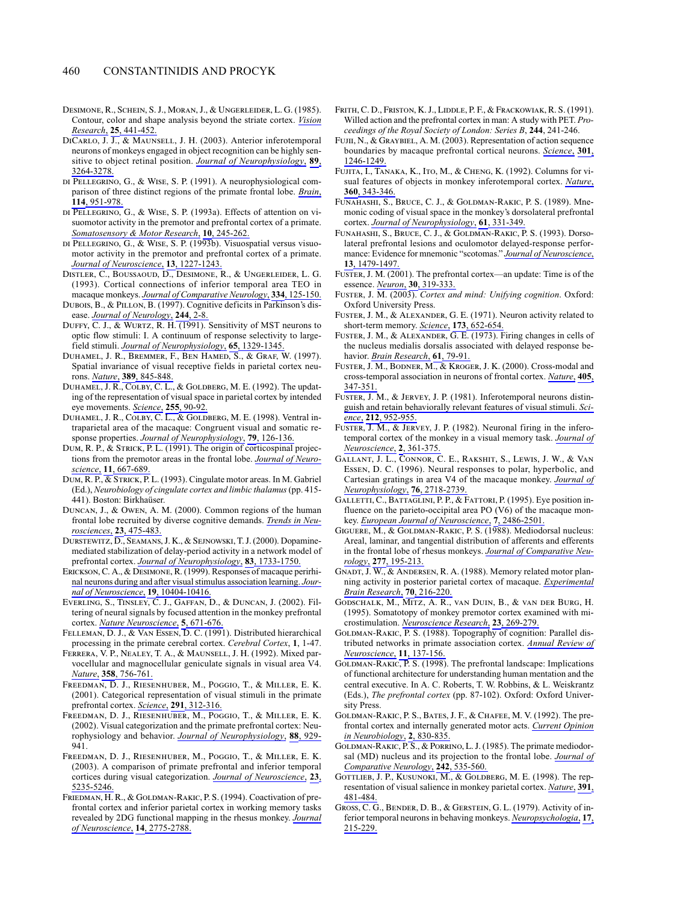Desimone, R., Schein, S. J., Moran, J., & Ungerleider, L. G. (1985). Contour, color and shape analysis beyond the striate cortex. *Vision Research*, **25**, 441-452.

DiCarlo, J. J., & Maunsell, J. H. (2003). Anterior inferotemporal neurons of monkeys engaged in object recognition can be highly sensitive to object retinal position. *Journal of Neurophysiology*, **89**, 3264-3278.

di Pellegrino, G., & Wise, S. P. (1991). A neurophysiological comparison of three distinct regions of the primate frontal lobe. *Brain*, **114**, 951-978.

di Pellegrino, G., & Wise, S. P. (1993a). Effects of attention on visuomotor activity in the premotor and prefrontal cortex of a primate. *Somatosensory & Motor Research*, **10**, 245-262.

di Pellegrino, G., & Wise, S. P. (1993b). Visuospatial versus visuomotor activity in the premotor and prefrontal cortex of a primate. *Journal of Neuroscience*, **13**, 1227-1243.

Distler, C., Boussaoud, D., Desimone, R., & Ungerleider, L. G. (1993). Cortical connections of inferior temporal area TEO in macaque monkeys. *Journal of Comparative Neurology*, **334**, 125-150.

Dubois, B., & Pillon, B. (1997). Cognitive deficits in Parkinson's disease. *Journal of Neurology*, **244**, 2-8.

Duffy, C. J., & Wurtz, R. H. (1991). Sensitivity of MST neurons to optic flow stimuli: I. A continuum of response selectivity to large-field stimuli. *Journal of Neurophysiology*, **65**, 1329-1345.

Duhamel, J. R., Bremmer, F., Ben Hamed, S., & Graf, W. (1997). Spatial invariance of visual receptive fields in parietal cortex neurons. *Nature*, **389**, 845-848.

Duhamel, J. R., Colby, C. L., & Goldberg, M. E. (1992). The updating of the representation of visual space in parietal cortex by intended eye movements. *Science*, **255**, 90-92.

Duhamel, J. R., Colby, C. L., & Goldberg, M. E. (1998). Ventral intraparietal area of the macaque: Congruent visual and somatic response properties. *Journal of Neurophysiology*, **79**, 126-136.

Dum, R. P., & Strick, P. L. (1991). The origin of corticospinal projections from the premotor areas in the frontal lobe. *Journal of Neuroscience*, **11**, 667-689.

Dum, R. P., & Strick, P. L. (1993). Cingulate motor areas. In M. Gabriel (Ed.), *Neurobiology of cingulate cortex and limbic thalamus* (pp. 415-441). Boston: Birkhaüser.

Duncan, J., & Owen, A. M. (2000). Common regions of the human frontal lobe recruited by diverse cognitive demands. *Trends in Neurosciences*, **23**, 475-483.

Durstewitz, D., Seamans, J. K., & Sejnowski, T. J. (2000). Dopamine-mediated stabilization of delay-period activity in a network model of prefrontal cortex. *Journal of Neurophysiology*, **83**, 1733-1750.

Erickson, C. A., & Desimone, R. (1999). Responses of macaque perirhinal neurons during and after visual stimulus association learning. *Journal of Neuroscience*, **19**, 10404-10416.

Everling, S., Tinsley, C. J., Gaffan, D., & Duncan, J. (2002). Filtering of neural signals by focused attention in the monkey prefrontal cortex. *Nature Neuroscience*, **5**, 671-676.

Felleman, D. J., & Van Essen, D. C. (1991). Distributed hierarchical processing in the primate cerebral cortex. *Cerebral Cortex*, **1**, 1-47.

Ferrera, V. P., Nealey, T. A., & Maunsell, J. H. (1992). Mixed parvocellular and magnocellular geniculate signals in visual area V4. *Nature*, **358**, 756-761.

Freedman, D. J., Riesenhuber, M., Poggio, T., & Miller, E. K. (2001). Categorical representation of visual stimuli in the primate prefrontal cortex. *Science*, **291**, 312-316.

Freedman, D. J., Riesenhuber, M., Poggio, T., & Miller, E. K. (2002). Visual categorization and the primate prefrontal cortex: Neurophysiology and behavior. *Journal of Neurophysiology*, **88**, 929-941.

Freedman, D. J., Riesenhuber, M., Poggio, T., & Miller, E. K. (2003). A comparison of primate prefrontal and inferior temporal cortices during visual categorization. *Journal of Neuroscience*, **23**, 5235-5246.

Friedman, H. R., & Goldman-Rakic, P. S. (1994). Coactivation of prefrontal cortex and inferior parietal cortex in working memory tasks revealed by 2DG functional mapping in the rhesus monkey. *Journal of Neuroscience*, **14**, 2775-2788.

Frith, C. D., Friston, K. J., Liddle, P. F., & Frackowiak, R. S. (1991). Willed action and the prefrontal cortex in man: A study with PET. *Proceedings of the Royal Society of London: Series B*, **244**, 241-246.

Fujii, N., & Graybiel, A. M. (2003). Representation of action sequence boundaries by macaque prefrontal cortical neurons. *Science*, **301**, 1246-1249.

Fujita, I., Tanaka, K., Ito, M., & Cheng, K. (1992). Columns for visual features of objects in monkey inferotemporal cortex. *Nature*, **360**, 343-346.

Funahashi, S., Bruce, C. J., & Goldman-Rakic, P. S. (1989). Mnemonic coding of visual space in the monkey's dorsolateral prefrontal cortex. *Journal of Neurophysiology*, **61**, 331-349.

Funahashi, S., Bruce, C. J., & Goldman-Rakic, P. S. (1993). Dorsolateral prefrontal lesions and oculomotor delayed-response performance: Evidence for mnemonic "scotomas." *Journal of Neuroscience*, **13**, 1479-1497.

Fuster, J. M. (2001). The prefrontal cortex—an update: Time is of the essence. *Neuron*, **30**, 319-333.

Fuster, J. M. (2003). *Cortex and mind: Unifying cognition*. Oxford: Oxford University Press.

Fuster, J. M., & Alexander, G. E. (1971). Neuron activity related to short-term memory. *Science*, **173**, 652-654.

Fuster, J. M., & Alexander, G. E. (1973). Firing changes in cells of the nucleus medialis dorsalis associated with delayed response behavior. *Brain Research*, **61**, 79-91.

Fuster, J. M., Bodner, M., & Kroger, J. K. (2000). Cross-modal and cross-temporal association in neurons of frontal cortex. *Nature*, **405**, 347-351.

Fuster, J. M., & Jervey, J. P. (1981). Inferotemporal neurons distinguish and retain behaviorally relevant features of visual stimuli. *Science*, **212**, 952-955.

Fuster, J. M., & Jervey, J. P. (1982). Neuronal firing in the inferotemporal cortex of the monkey in a visual memory task. *Journal of Neuroscience*, **2**, 361-375.

Gallant, J. L., Connor, C. E., Rakshit, S., Lewis, J. W., & Van Essen, D. C. (1996). Neural responses to polar, hyperbolic, and Cartesian gratings in area V4 of the macaque monkey. *Journal of Neurophysiology*, **76**, 2718-2739.

Galletti, C., Battaglini, P. P., & Fattori, P. (1995). Eye position influence on the parieto-occipital area PO (V6) of the macaque monkey. *European Journal of Neuroscience*, **7**, 2486-2501.

Giguere, M., & Goldman-Rakic, P. S. (1988). Mediodorsal nucleus: Areal, laminar, and tangential distribution of afferents and efferents in the frontal lobe of rhesus monkeys. *Journal of Comparative Neurology*, **277**, 195-213.

Gnadt, J. W., & Andersen, R. A. (1988). Memory related motor planning activity in posterior parietal cortex of macaque. *Experimental Brain Research*, **70**, 216-220.

Godschalk, M., Mitz, A. R., van Duin, B., & van der Burg, H. (1995). Somatotopy of monkey premotor cortex examined with microstimulation. *Neuroscience Research*, **23**, 269-279.

Goldman-Rakic, P. S. (1988). Topography of cognition: Parallel distributed networks in primate association cortex. *Annual Review of Neuroscience*, **11**, 137-156.

Goldman-Rakic, P. S. (1998). The prefrontal landscape: Implications of functional architecture for understanding human mentation and the central executive. In A. C. Roberts, T. W. Robbins, & L. Weiskrantz (Eds.), *The prefrontal cortex* (pp. 87-102). Oxford: Oxford University Press.

Goldman-Rakic, P. S., Bates, J. F., & Chafee, M. V. (1992). The prefrontal cortex and internally generated motor acts. *Current Opinion in Neurobiology*, **2**, 830-835.

Goldman-Rakic, P. S., & Porrino, L. J. (1985). The primate mediodorsal (MD) nucleus and its projection to the frontal lobe. *Journal of Comparative Neurology*, **242**, 535-560.

Gottlieb, J. P., Kusunoki, M., & Goldberg, M. E. (1998). The representation of visual salience in monkey parietal cortex. *Nature*, **391**, 481-484.

Gross, C. G., Bender, D. B., & Gerstein, G. L. (1979). Activity of inferior temporal neurons in behaving monkeys. *Neuropsychologia*, **17**, 215-229.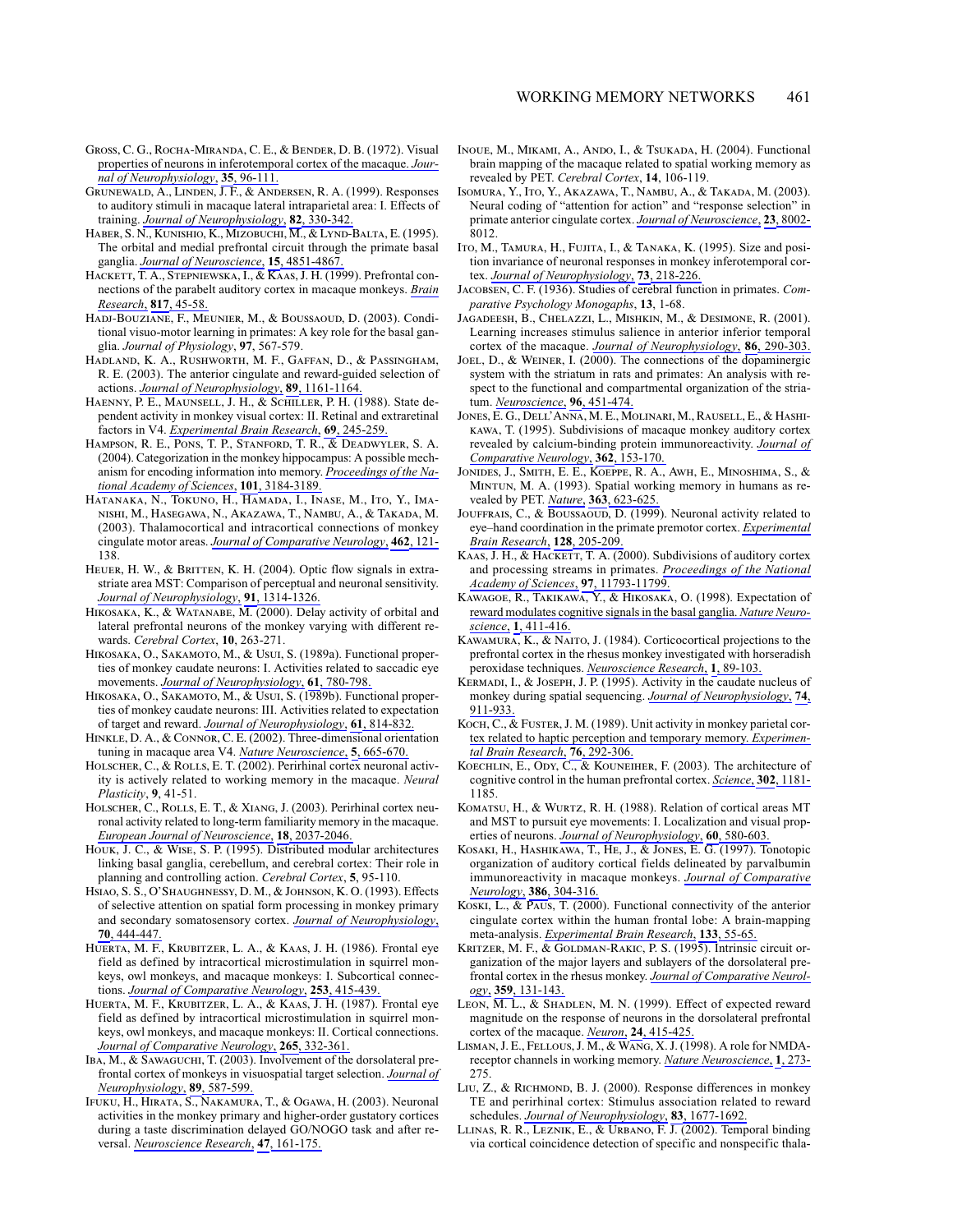Gross, C. G., Rocha-Miranda, C. E., & Bender, D. B. (1972). Visual properties of neurons in inferotemporal cortex of the macaque. *Journal of Neurophysiology*, **35**, 96-111.

Grunewald, A., Linden, J. F., & Andersen, R. A. (1999). Responses to auditory stimuli in macaque lateral intraparietal area: I. Effects of training. *Journal of Neurophysiology*, **82**, 330-342.

Haber, S. N., Kunishio, K., Mizobuchi, M., & Lynd-Balta, E. (1995). The orbital and medial prefrontal circuit through the primate basal ganglia. *Journal of Neuroscience*, **15**, 4851-4867.

Hackett, T. A., Stepniewska, I., & Kaas, J. H. (1999). Prefrontal connections of the parabelt auditory cortex in macaque monkeys. *Brain Research*, **817**, 45-58.

Hadj-Bouziane, F., Meunier, M., & Boussaoud, D. (2003). Conditional visuo-motor learning in primates: A key role for the basal ganglia. *Journal of Physiology*, **97**, 567-579.

Hadland, K. A., Rushworth, M. F., Gaffan, D., & Passingham, R. E. (2003). The anterior cingulate and reward-guided selection of actions. *Journal of Neurophysiology*, **89**, 1161-1164.

Haenny, P. E., Maunsell, J. H., & Schiller, P. H. (1988). State dependent activity in monkey visual cortex: II. Retinal and extraretinal factors in V4. *Experimental Brain Research*, **69**, 245-259.

Hampson, R. E., Pons, T. P., Stanford, T. R., & Deadwyler, S. A. (2004). Categorization in the monkey hippocampus: A possible mechanism for encoding information into memory. *Proceedings of the National Academy of Sciences*, **101**, 3184-3189.

Hatanaka, N., Tokuno, H., Hamada, I., Inase, M., Ito, Y., Imanishi, M., Hasegawa, N., Akazawa, T., Nambu, A., & Takada, M. (2003). Thalamocortical and intracortical connections of monkey cingulate motor areas. *Journal of Comparative Neurology*, **462**, 121-138.

Heuer, H. W., & Britten, K. H. (2004). Optic flow signals in extrastriate area MST: Comparison of perceptual and neuronal sensitivity. *Journal of Neurophysiology*, **91**, 1314-1326.

Hikosaka, K., & Watanabe, M. (2000). Delay activity of orbital and lateral prefrontal neurons of the monkey varying with different rewards. *Cerebral Cortex*, **10**, 263-271.

Hikosaka, O., Sakamoto, M., & Usui, S. (1989a). Functional properties of monkey caudate neurons: I. Activities related to saccadic eye movements. *Journal of Neurophysiology*, **61**, 780-798.

Hikosaka, O., Sakamoto, M., & Usui, S. (1989b). Functional properties of monkey caudate neurons: III. Activities related to expectation of target and reward. *Journal of Neurophysiology*, **61**, 814-832.

Hinkle, D. A., & Connor, C. E. (2002). Three-dimensional orientation tuning in macaque area V4. *Nature Neuroscience*, **5**, 665-670.

Holscher, C., & Rolls, E. T. (2002). Perirhinal cortex neuronal activity is actively related to working memory in the macaque. *Neural Plasticity*, **9**, 41-51.

Holscher, C., Rolls, E. T., & Xiang, J. (2003). Perirhinal cortex neuronal activity related to long-term familiarity memory in the macaque. *European Journal of Neuroscience*, **18**, 2037-2046.

Houk, J. C., & Wise, S. P. (1995). Distributed modular architectures linking basal ganglia, cerebellum, and cerebral cortex: Their role in planning and controlling action. *Cerebral Cortex*, **5**, 95-110.

Hsiao, S. S., O'Shaughnessy, D. M., & Johnson, K. O. (1993). Effects of selective attention on spatial form processing in monkey primary and secondary somatosensory cortex. *Journal of Neurophysiology*, **70**, 444-447.

Huerta, M. F., Krubitzer, L. A., & Kaas, J. H. (1986). Frontal eye field as defined by intracortical microstimulation in squirrel monkeys, owl monkeys, and macaque monkeys: I. Subcortical connections. *Journal of Comparative Neurology*, **253**, 415-439.

Huerta, M. F., Krubitzer, L. A., & Kaas, J. H. (1987). Frontal eye field as defined by intracortical microstimulation in squirrel monkeys, owl monkeys, and macaque monkeys: II. Cortical connections. *Journal of Comparative Neurology*, **265**, 332-361.

Iba, M., & Sawaguchi, T. (2003). Involvement of the dorsolateral prefrontal cortex of monkeys in visuospatial target selection. *Journal of Neurophysiology*, **89**, 587-599.

Ifuku, H., Hirata, S., Nakamura, T., & Ogawa, H. (2003). Neuronal activities in the monkey primary and higher-order gustatory cortices during a taste discrimination delayed GO/NOGO task and after reversal. *Neuroscience Research*, **47**, 161-175.

Inoue, M., Mikami, A., Ando, I., & Tsukada, H. (2004). Functional brain mapping of the macaque related to spatial working memory as revealed by PET. *Cerebral Cortex*, **14**, 106-119.

Isomura, Y., Ito, Y., Akazawa, T., Nambu, A., & Takada, M. (2003). Neural coding of "attention for action" and "response selection" in primate anterior cingulate cortex. *Journal of Neuroscience*, **23**, 8002-8012.

Ito, M., Tamura, H., Fujita, I., & Tanaka, K. (1995). Size and position invariance of neuronal responses in monkey inferotemporal cortex. *Journal of Neurophysiology*, **73**, 218-226.

Jacobsen, C. F. (1936). Studies of cerebral function in primates. *Comparative Psychology Monogaphs*, **13**, 1-68.

Jagadeesh, B., Chelazzi, L., Mishkin, M., & Desimone, R. (2001). Learning increases stimulus salience in anterior inferior temporal cortex of the macaque. *Journal of Neurophysiology*, **86**, 290-303.

Joel, D., & Weiner, I. (2000). The connections of the dopaminergic system with the striatum in rats and primates: An analysis with respect to the functional and compartmental organization of the striatum. *Neuroscience*, **96**, 451-474.

Jones, E. G., Dell'Anna, M. E., Molinari, M., Rausell, E., & Hashikawa, T. (1995). Subdivisions of macaque monkey auditory cortex revealed by calcium-binding protein immunoreactivity. *Journal of Comparative Neurology*, **362**, 153-170.

Jonides, J., Smith, E. E., Koeppe, R. A., Awh, E., Minoshima, S., & Mintun, M. A. (1993). Spatial working memory in humans as revealed by PET. *Nature*, **363**, 623-625.

Jouffrais, C., & Boussaoud, D. (1999). Neuronal activity related to eye–hand coordination in the primate premotor cortex. *Experimental Brain Research*, **128**, 205-209.

Kaas, J. H., & Hackett, T. A. (2000). Subdivisions of auditory cortex and processing streams in primates. *Proceedings of the National Academy of Sciences*, **97**, 11793-11799.

Kawagoe, R., Takikawa, Y., & Hikosaka, O. (1998). Expectation of reward modulates cognitive signals in the basal ganglia. *Nature Neuroscience*, **1**, 411-416.

Kawamura, K., & Naito, J. (1984). Corticocortical projections to the prefrontal cortex in the rhesus monkey investigated with horseradish peroxidase techniques. *Neuroscience Research*, **1**, 89-103.

Kermadi, I., & Joseph, J. P. (1995). Activity in the caudate nucleus of monkey during spatial sequencing. *Journal of Neurophysiology*, **74**, 911-933.

Koch, C., & Fuster, J. M. (1989). Unit activity in monkey parietal cortex related to haptic perception and temporary memory. *Experimental Brain Research*, **76**, 292-306.

Koechlin, E., Ody, C., & Kouneiher, F. (2003). The architecture of cognitive control in the human prefrontal cortex. *Science*, **302**, 1181-1185.

Komatsu, H., & Wurtz, R. H. (1988). Relation of cortical areas MT and MST to pursuit eye movements: I. Localization and visual properties of neurons. *Journal of Neurophysiology*, **60**, 580-603.

Kosaki, H., Hashikawa, T., He, J., & Jones, E. G. (1997). Tonotopic organization of auditory cortical fields delineated by parvalbumin immunoreactivity in macaque monkeys. *Journal of Comparative Neurology*, **386**, 304-316.

Koski, L., & Paus, T. (2000). Functional connectivity of the anterior cingulate cortex within the human frontal lobe: A brain-mapping meta-analysis. *Experimental Brain Research*, **133**, 55-65.

Kritzer, M. F., & Goldman-Rakic, P. S. (1995). Intrinsic circuit organization of the major layers and sublayers of the dorsolateral prefrontal cortex in the rhesus monkey. *Journal of Comparative Neurology*, **359**, 131-143.

Leon, M. L., & Shadlen, M. N. (1999). Effect of expected reward magnitude on the response of neurons in the dorsolateral prefrontal cortex of the macaque. *Neuron*, **24**, 415-425.

Lisman, J. E., Fellous, J. M., & Wang, X. J. (1998). A role for NMDA-receptor channels in working memory. *Nature Neuroscience*, **1**, 273-275.

Liu, Z., & Richmond, B. J. (2000). Response differences in monkey TE and perirhinal cortex: Stimulus association related to reward schedules. *Journal of Neurophysiology*, **83**, 1677-1692.

Llinas, R. R., Leznik, E., & Urbano, F. J. (2002). Temporal binding via cortical coincidence detection of specific and nonspecific thala-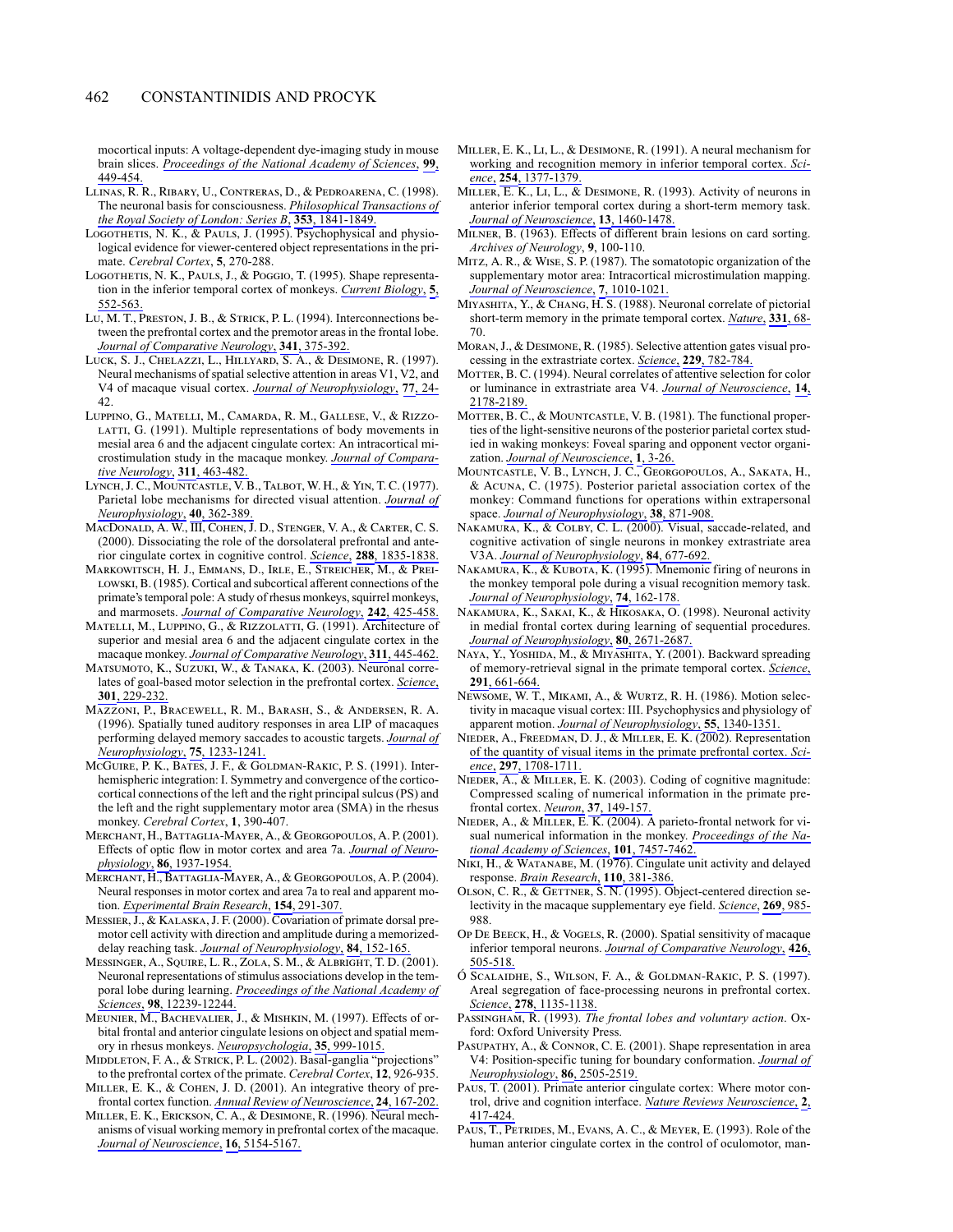mocortical inputs: A voltage-dependent dye-imaging study in mouse brain slices. *Proceedings of the National Academy of Sciences*, **99**, 449-454.

Llinas, R. R., Ribary, U., Contreras, D., & Pedroarena, C. (1998). The neuronal basis for consciousness. *Philosophical Transactions of the Royal Society of London: Series B*, **353**, 1841-1849.

Logothetis, N. K., & Pauls, J. (1995). Psychophysical and physiological evidence for viewer-centered object representations in the primate. *Cerebral Cortex*, **5**, 270-288.

Logothetis, N. K., Pauls, J., & Poggio, T. (1995). Shape representation in the inferior temporal cortex of monkeys. *Current Biology*, **5**, 552-563.

Lu, M. T., Preston, J. B., & Strick, P. L. (1994). Interconnections between the prefrontal cortex and the premotor areas in the frontal lobe. *Journal of Comparative Neurology*, **341**, 375-392.

Luck, S. J., Chelazzi, L., Hillyard, S. A., & Desimone, R. (1997). Neural mechanisms of spatial selective attention in areas V1, V2, and V4 of macaque visual cortex. *Journal of Neurophysiology*, **77**, 24-42.

Luppino, G., Matelli, M., Camarda, R. M., Gallese, V., & Rizzolatti, G. (1991). Multiple representations of body movements in mesial area 6 and the adjacent cingulate cortex: An intracortical microstimulation study in the macaque monkey. *Journal of Comparative Neurology*, **311**, 463-482.

Lynch, J. C., Mountcastle, V. B., Talbot, W. H., & Yin, T. C. (1977). Parietal lobe mechanisms for directed visual attention. *Journal of Neurophysiology*, **40**, 362-389.

MacDonald, A. W., III, Cohen, J. D., Stenger, V. A., & Carter, C. S. (2000). Dissociating the role of the dorsolateral prefrontal and anterior cingulate cortex in cognitive control. *Science*, **288**, 1835-1838.

Markowitsch, H. J., Emmans, D., Irle, E., Streicher, M., & Preilowski, B. (1985). Cortical and subcortical afferent connections of the primate's temporal pole: A study of rhesus monkeys, squirrel monkeys, and marmosets. *Journal of Comparative Neurology*, **242**, 425-458.

Matelli, M., Luppino, G., & Rizzolatti, G. (1991). Architecture of superior and mesial area 6 and the adjacent cingulate cortex in the macaque monkey. *Journal of Comparative Neurology*, **311**, 445-462.

Matsumoto, K., Suzuki, W., & Tanaka, K. (2003). Neuronal correlates of goal-based motor selection in the prefrontal cortex. *Science*, **301**, 229-232.

Mazzoni, P., Bracewell, R. M., Barash, S., & Andersen, R. A. (1996). Spatially tuned auditory responses in area LIP of macaques performing delayed memory saccades to acoustic targets. *Journal of Neurophysiology*, **75**, 1233-1241.

McGuire, P. K., Bates, J. F., & Goldman-Rakic, P. S. (1991). Interhemispheric integration: I. Symmetry and convergence of the corticocortical connections of the left and the right principal sulcus (PS) and the left and the right supplementary motor area (SMA) in the rhesus monkey. *Cerebral Cortex*, **1**, 390-407.

Merchant, H., Battaglia-Mayer, A., & Georgopoulos, A. P. (2001). Effects of optic flow in motor cortex and area 7a. *Journal of Neurophysiology*, **86**, 1937-1954.

Merchant, H., Battaglia-Mayer, A., & Georgopoulos, A. P. (2004). Neural responses in motor cortex and area 7a to real and apparent motion. *Experimental Brain Research*, **154**, 291-307.

Messier, J., & Kalaska, J. F. (2000). Covariation of primate dorsal premotor cell activity with direction and amplitude during a memorized-delay reaching task. *Journal of Neurophysiology*, **84**, 152-165.

Messinger, A., Squire, L. R., Zola, S. M., & Albright, T. D. (2001). Neuronal representations of stimulus associations develop in the temporal lobe during learning. *Proceedings of the National Academy of Sciences*, **98**, 12239-12244.

Meunier, M., Bachevalier, J., & Mishkin, M. (1997). Effects of orbital frontal and anterior cingulate lesions on object and spatial memory in rhesus monkeys. *Neuropsychologia*, **35**, 999-1015.

Middleton, F. A., & Strick, P. L. (2002). Basal-ganglia "projections" to the prefrontal cortex of the primate. *Cerebral Cortex*, **12**, 926-935.

Miller, E. K., & Cohen, J. D. (2001). An integrative theory of prefrontal cortex function. *Annual Review of Neuroscience*, **24**, 167-202.

Miller, E. K., Erickson, C. A., & Desimone, R. (1996). Neural mechanisms of visual working memory in prefrontal cortex of the macaque. *Journal of Neuroscience*, **16**, 5154-5167.

Miller, E. K., Li, L., & Desimone, R. (1991). A neural mechanism for working and recognition memory in inferior temporal cortex. *Science*, **254**, 1377-1379.

Miller, E. K., Li, L., & Desimone, R. (1993). Activity of neurons in anterior inferior temporal cortex during a short-term memory task. *Journal of Neuroscience*, **13**, 1460-1478.

Milner, B. (1963). Effects of different brain lesions on card sorting. *Archives of Neurology*, **9**, 100-110.

Mitz, A. R., & Wise, S. P. (1987). The somatotopic organization of the supplementary motor area: Intracortical microstimulation mapping. *Journal of Neuroscience*, **7**, 1010-1021.

Miyashita, Y., & Chang, H. S. (1988). Neuronal correlate of pictorial short-term memory in the primate temporal cortex. *Nature*, **331**, 68-70.

Moran, J., & Desimone, R. (1985). Selective attention gates visual processing in the extrastriate cortex. *Science*, **229**, 782-784.

Motter, B. C. (1994). Neural correlates of attentive selection for color or luminance in extrastriate area V4. *Journal of Neuroscience*, **14**, 2178-2189.

Motter, B. C., & Mountcastle, V. B. (1981). The functional properties of the light-sensitive neurons of the posterior parietal cortex studied in waking monkeys: Foveal sparing and opponent vector organization. *Journal of Neuroscience*, **1**, 3-26.

Mountcastle, V. B., Lynch, J. C., Georgopoulos, A., Sakata, H., & Acuna, C. (1975). Posterior parietal association cortex of the monkey: Command functions for operations within extrapersonal space. *Journal of Neurophysiology*, **38**, 871-908.

Nakamura, K., & Colby, C. L. (2000). Visual, saccade-related, and cognitive activation of single neurons in monkey extrastriate area V3A. *Journal of Neurophysiology*, **84**, 677-692.

Nakamura, K., & Kubota, K. (1995). Mnemonic firing of neurons in the monkey temporal pole during a visual recognition memory task. *Journal of Neurophysiology*, **74**, 162-178.

Nakamura, K., Sakai, K., & Hikosaka, O. (1998). Neuronal activity in medial frontal cortex during learning of sequential procedures. *Journal of Neurophysiology*, **80**, 2671-2687.

Naya, Y., Yoshida, M., & Miyashita, Y. (2001). Backward spreading of memory-retrieval signal in the primate temporal cortex. *Science*, **291**, 661-664.

Newsome, W. T., Mikami, A., & Wurtz, R. H. (1986). Motion selectivity in macaque visual cortex: III. Psychophysics and physiology of apparent motion. *Journal of Neurophysiology*, **55**, 1340-1351.

Nieder, A., Freedman, D. J., & Miller, E. K. (2002). Representation of the quantity of visual items in the primate prefrontal cortex. *Science*, **297**, 1708-1711.

Nieder, A., & Miller, E. K. (2003). Coding of cognitive magnitude: Compressed scaling of numerical information in the primate prefrontal cortex. *Neuron*, **37**, 149-157.

Nieder, A., & Miller, E. K. (2004). A parieto-frontal network for visual numerical information in the monkey. *Proceedings of the National Academy of Sciences*, **101**, 7457-7462.

Niki, H., & Watanabe, M. (1976). Cingulate unit activity and delayed response. *Brain Research*, **110**, 381-386.

Olson, C. R., & Gettner, S. N. (1995). Object-centered direction selectivity in the macaque supplementary eye field. *Science*, **269**, 985-988.

Op De Beeck, H., & Vogels, R. (2000). Spatial sensitivity of macaque inferior temporal neurons. *Journal of Comparative Neurology*, **426**, 505-518.

Ó Scalaidhe, S., Wilson, F. A., & Goldman-Rakic, P. S. (1997). Areal segregation of face-processing neurons in prefrontal cortex. *Science*, **278**, 1135-1138.

Passingham, R. (1993). *The frontal lobes and voluntary action*. Oxford: Oxford University Press.

Pasupathy, A., & Connor, C. E. (2001). Shape representation in area V4: Position-specific tuning for boundary conformation. *Journal of Neurophysiology*, **86**, 2505-2519.

Paus, T. (2001). Primate anterior cingulate cortex: Where motor control, drive and cognition interface. *Nature Reviews Neuroscience*, **2**, 417-424.

Paus, T., Petrides, M., Evans, A. C., & Meyer, E. (1993). Role of the human anterior cingulate cortex in the control of oculomotor, man-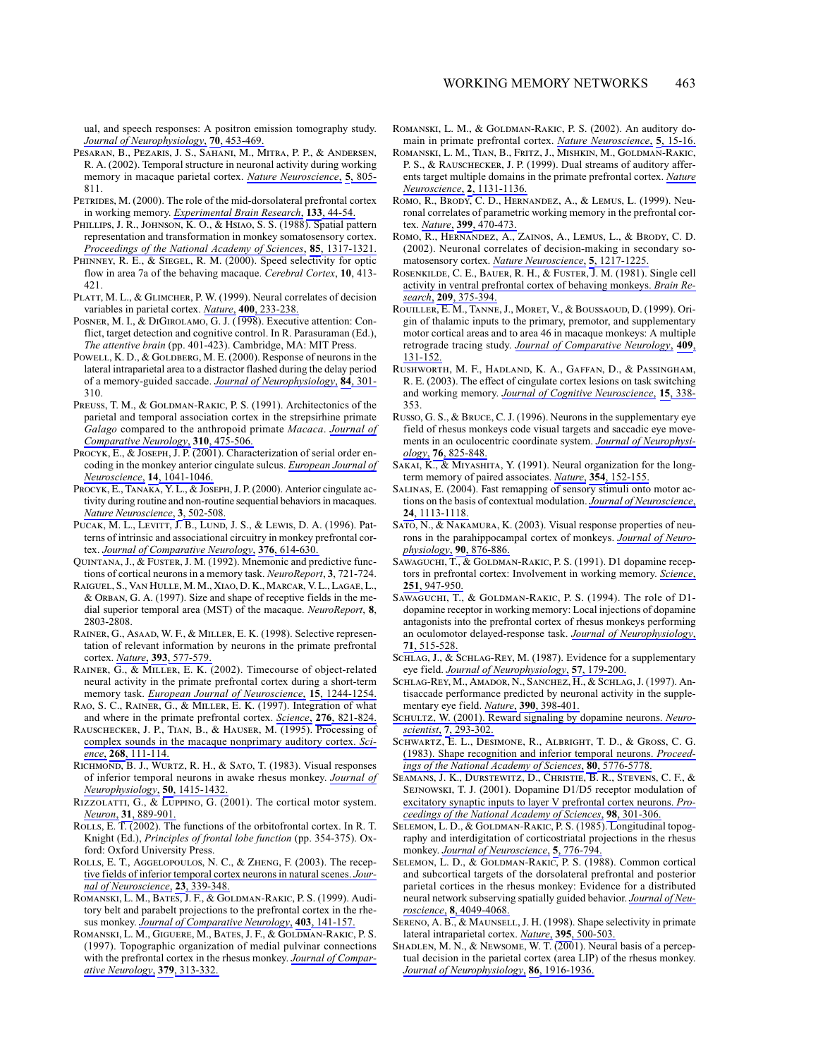ual, and speech responses: A positron emission tomography study. *Journal of Neurophysiology*, **70**, 453-469.

Pesaran, B., Pezaris, J. S., Sahani, M., Mitra, P. P., & Andersen, R. A. (2002). Temporal structure in neuronal activity during working memory in macaque parietal cortex. *Nature Neuroscience*, **5**, 805-811.

Petrides, M. (2000). The role of the mid-dorsolateral prefrontal cortex in working memory. *Experimental Brain Research*, **133**, 44-54.

Phillips, J. R., Johnson, K. O., & Hsiao, S. S. (1988). Spatial pattern representation and transformation in monkey somatosensory cortex. *Proceedings of the National Academy of Sciences*, **85**, 1317-1321.

Phinney, R. E., & Siegel, R. M. (2000). Speed selectivity for optic flow in area 7a of the behaving macaque. *Cerebral Cortex*, **10**, 413-421.

Platt, M. L., & Glimcher, P. W. (1999). Neural correlates of decision variables in parietal cortex. *Nature*, **400**, 233-238.

Posner, M. I., & DiGirolamo, G. J. (1998). Executive attention: Conflict, target detection and cognitive control. In R. Parasuraman (Ed.), *The attentive brain* (pp. 401-423). Cambridge, MA: MIT Press.

Powell, K. D., & Goldberg, M. E. (2000). Response of neurons in the lateral intraparietal area to a distractor flashed during the delay period of a memory-guided saccade. *Journal of Neurophysiology*, **84**, 301-310.

Preuss, T. M., & Goldman-Rakic, P. S. (1991). Architectonics of the parietal and temporal association cortex in the strepsirhine primate *Galago* compared to the anthropoid primate *Macaca*. *Journal of Comparative Neurology*, **310**, 475-506.

Procyk, E., & Joseph, J. P. (2001). Characterization of serial order encoding in the monkey anterior cingulate sulcus. *European Journal of Neuroscience*, **14**, 1041-1046.

Procyk, E., Tanaka, Y. L., & Joseph, J. P. (2000). Anterior cingulate activity during routine and non-routine sequential behaviors in macaques. *Nature Neuroscience*, **3**, 502-508.

Pucak, M. L., Levitt, J. B., Lund, J. S., & Lewis, D. A. (1996). Patterns of intrinsic and associational circuitry in monkey prefrontal cortex. *Journal of Comparative Neurology*, **376**, 614-630.

Quintana, J., & Fuster, J. M. (1992). Mnemonic and predictive functions of cortical neurons in a memory task. *NeuroReport*, **3**, 721-724.

Raiguel, S., Van Hulle, M. M., Xiao, D. K., Marcar, V. L., Lagae, L., & Orban, G. A. (1997). Size and shape of receptive fields in the medial superior temporal area (MST) of the macaque. *NeuroReport*, **8**, 2803-2808.

Rainer, G., Asaad, W. F., & Miller, E. K. (1998). Selective representation of relevant information by neurons in the primate prefrontal cortex. *Nature*, **393**, 577-579.

Rainer, G., & Miller, E. K. (2002). Timecourse of object-related neural activity in the primate prefrontal cortex during a short-term memory task. *European Journal of Neuroscience*, **15**, 1244-1254.

Rao, S. C., Rainer, G., & Miller, E. K. (1997). Integration of what and where in the primate prefrontal cortex. *Science*, **276**, 821-824.

Rauschecker, J. P., Tian, B., & Hauser, M. (1995). Processing of complex sounds in the macaque nonprimary auditory cortex. *Science*, **268**, 111-114.

Richmond, B. J., Wurtz, R. H., & Sato, T. (1983). Visual responses of inferior temporal neurons in awake rhesus monkey. *Journal of Neurophysiology*, **50**, 1415-1432.

Rizzolatti, G., & Luppino, G. (2001). The cortical motor system. *Neuron*, **31**, 889-901.

Rolls, E. T. (2002). The functions of the orbitofrontal cortex. In R. T. Knight (Ed.), *Principles of frontal lobe function* (pp. 354-375). Oxford: Oxford University Press.

Rolls, E. T., Aggelopoulos, N. C., & Zheng, F. (2003). The receptive fields of inferior temporal cortex neurons in natural scenes. *Journal of Neuroscience*, **23**, 339-348.

Romanski, L. M., Bates, J. F., & Goldman-Rakic, P. S. (1999). Auditory belt and parabelt projections to the prefrontal cortex in the rhesus monkey. *Journal of Comparative Neurology*, **403**, 141-157.

Romanski, L. M., Giguere, M., Bates, J. F., & Goldman-Rakic, P. S. (1997). Topographic organization of medial pulvinar connections with the prefrontal cortex in the rhesus monkey. *Journal of Comparative Neurology*, **379**, 313-332.

Romanski, L. M., & Goldman-Rakic, P. S. (2002). An auditory domain in primate prefrontal cortex. *Nature Neuroscience*, **5**, 15-16.

Romanski, L. M., Tian, B., Fritz, J., Mishkin, M., Goldman-Rakic, P. S., & Rauschecker, J. P. (1999). Dual streams of auditory afferents target multiple domains in the primate prefrontal cortex. *Nature Neuroscience*, **2**, 1131-1136.

Romo, R., Brody, C. D., Hernandez, A., & Lemus, L. (1999). Neuronal correlates of parametric working memory in the prefrontal cortex. *Nature*, **399**, 470-473.

Romo, R., Hernandez, A., Zainos, A., Lemus, L., & Brody, C. D. (2002). Neuronal correlates of decision-making in secondary somatosensory cortex. *Nature Neuroscience*, **5**, 1217-1225.

Rosenkilde, C. E., Bauer, R. H., & Fuster, J. M. (1981). Single cell activity in ventral prefrontal cortex of behaving monkeys. *Brain Research*, **209**, 375-394.

Rouiller, E. M., Tanne, J., Moret, V., & Boussaoud, D. (1999). Origin of thalamic inputs to the primary, premotor, and supplementary motor cortical areas and to area 46 in macaque monkeys: A multiple retrograde tracing study. *Journal of Comparative Neurology*, **409**, 131-152.

Rushworth, M. F., Hadland, K. A., Gaffan, D., & Passingham, R. E. (2003). The effect of cingulate cortex lesions on task switching and working memory. *Journal of Cognitive Neuroscience*, **15**, 338-353.

Russo, G. S., & Bruce, C. J. (1996). Neurons in the supplementary eye field of rhesus monkeys code visual targets and saccadic eye movements in an oculocentric coordinate system. *Journal of Neurophysiology*, **76**, 825-848.

Sakai, K., & Miyashita, Y. (1991). Neural organization for the long-term memory of paired associates. *Nature*, **354**, 152-155.

Salinas, E. (2004). Fast remapping of sensory stimuli onto motor actions on the basis of contextual modulation. *Journal of Neuroscience*, **24**, 1113-1118.

Sato, N., & Nakamura, K. (2003). Visual response properties of neurons in the parahippocampal cortex of monkeys. *Journal of Neurophysiology*, **90**, 876-886.

Sawaguchi, T., & Goldman-Rakic, P. S. (1991). D1 dopamine receptors in prefrontal cortex: Involvement in working memory. *Science*, **251**, 947-950.

Sawaguchi, T., & Goldman-Rakic, P. S. (1994). The role of D1-dopamine receptor in working memory: Local injections of dopamine antagonists into the prefrontal cortex of rhesus monkeys performing an oculomotor delayed-response task. *Journal of Neurophysiology*, **71**, 515-528.

Schlag, J., & Schlag-Rey, M. (1987). Evidence for a supplementary eye field. *Journal of Neurophysiology*, **57**, 179-200.

Schlag-Rey, M., Amador, N., Sanchez, H., & Schlag, J. (1997). Antisaccade performance predicted by neuronal activity in the supplementary eye field. *Nature*, **390**, 398-401.

Schultz, W. (2001). Reward signaling by dopamine neurons. *Neuroscientist*, **7**, 293-302.

Schwartz, E. L., Desimone, R., Albright, T. D., & Gross, C. G. (1983). Shape recognition and inferior temporal neurons. *Proceedings of the National Academy of Sciences*, **80**, 5776-5778.

Seamans, J. K., Durstewitz, D., Christie, B. R., Stevens, C. F., & Sejnowski, T. J. (2001). Dopamine D1/D5 receptor modulation of excitatory synaptic inputs to layer V prefrontal cortex neurons. *Proceedings of the National Academy of Sciences*, **98**, 301-306.

Selemon, L. D., & Goldman-Rakic, P. S. (1985). Longitudinal topography and interdigitation of corticostriatal projections in the rhesus monkey. *Journal of Neuroscience*, **5**, 776-794.

Selemon, L. D., & Goldman-Rakic, P. S. (1988). Common cortical and subcortical targets of the dorsolateral prefrontal and posterior parietal cortices in the rhesus monkey: Evidence for a distributed neural network subserving spatially guided behavior. *Journal of Neuroscience*, **8**, 4049-4068.

Sereno, A. B., & Maunsell, J. H. (1998). Shape selectivity in primate lateral intraparietal cortex. *Nature*, **395**, 500-503.

Shadlen, M. N., & Newsome, W. T. (2001). Neural basis of a perceptual decision in the parietal cortex (area LIP) of the rhesus monkey. *Journal of Neurophysiology*, **86**, 1916-1936.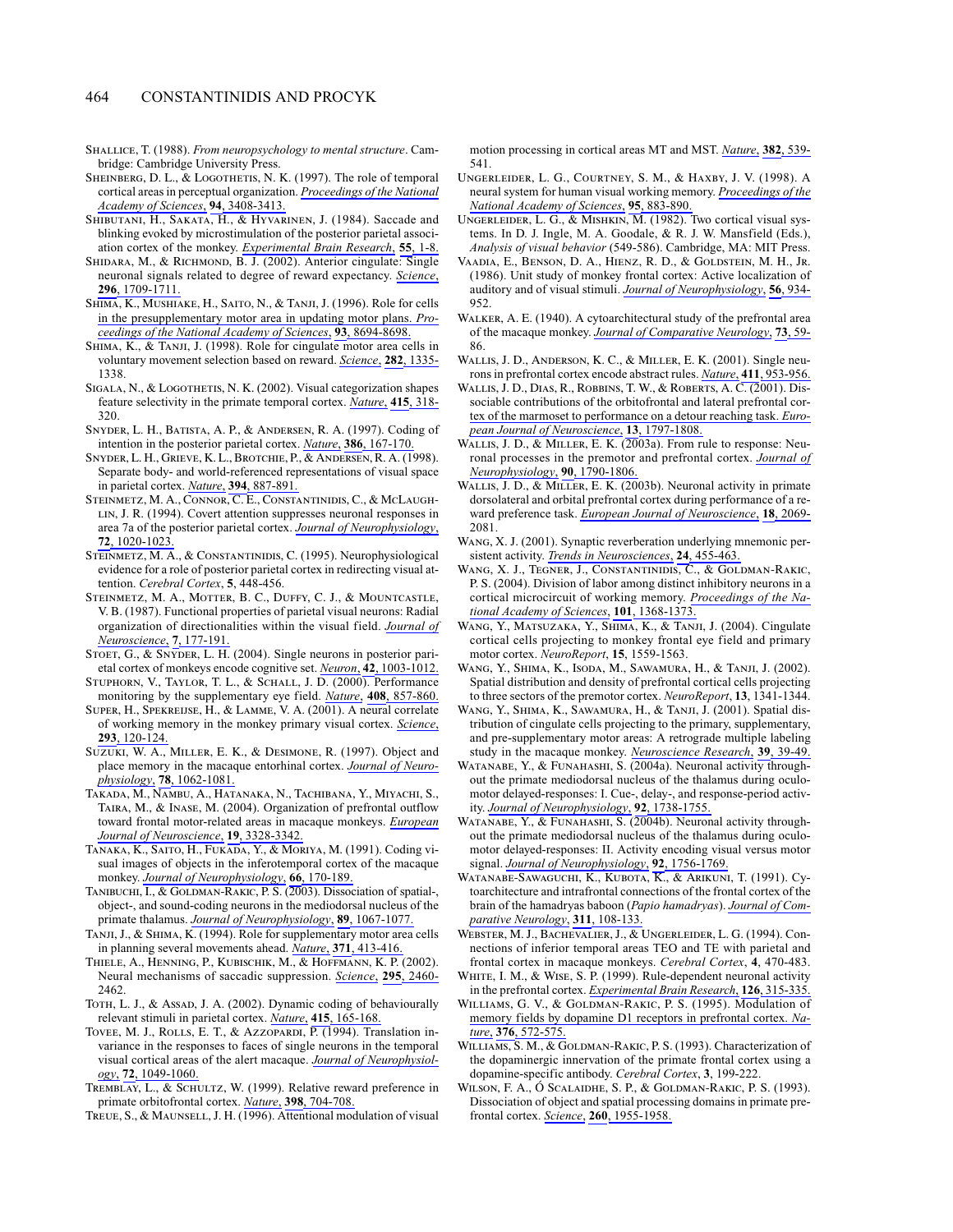Shallice, T. (1988). *From neuropsychology to mental structure*. Cambridge: Cambridge University Press.

Sheinberg, D. L., & Logothetis, N. K. (1997). The role of temporal cortical areas in perceptual organization. *Proceedings of the National Academy of Sciences*, **94**, 3408-3413.

Shibutani, H., Sakata, H., & Hyvarinen, J. (1984). Saccade and blinking evoked by microstimulation of the posterior parietal association cortex of the monkey. *Experimental Brain Research*, **55**, 1-8.

Shidara, M., & Richmond, B. J. (2002). Anterior cingulate: Single neuronal signals related to degree of reward expectancy. *Science*, **296**, 1709-1711.

Shima, K., Mushiake, H., Saito, N., & Tanji, J. (1996). Role for cells in the presupplementary motor area in updating motor plans. *Proceedings of the National Academy of Sciences*, **93**, 8694-8698.

Shima, K., & Tanji, J. (1998). Role for cingulate motor area cells in voluntary movement selection based on reward. *Science*, **282**, 1335-1338.

Sigala, N., & Logothetis, N. K. (2002). Visual categorization shapes feature selectivity in the primate temporal cortex. *Nature*, **415**, 318-320.

Snyder, L. H., Batista, A. P., & Andersen, R. A. (1997). Coding of intention in the posterior parietal cortex. *Nature*, **386**, 167-170.

Snyder, L. H., Grieve, K. L., Brotchie, P., & Andersen, R. A. (1998). Separate body- and world-referenced representations of visual space in parietal cortex. *Nature*, **394**, 887-891.

Steinmetz, M. A., Connor, C. E., Constantinidis, C., & McLaughlin, J. R. (1994). Covert attention suppresses neuronal responses in area 7a of the posterior parietal cortex. *Journal of Neurophysiology*, **72**, 1020-1023.

Steinmetz, M. A., & Constantinidis, C. (1995). Neurophysiological evidence for a role of posterior parietal cortex in redirecting visual attention. *Cerebral Cortex*, **5**, 448-456.

Steinmetz, M. A., Motter, B. C., Duffy, C. J., & Mountcastle, V. B. (1987). Functional properties of parietal visual neurons: Radial organization of directionalities within the visual field. *Journal of Neuroscience*, **7**, 177-191.

Stoet, G., & Snyder, L. H. (2004). Single neurons in posterior parietal cortex of monkeys encode cognitive set. *Neuron*, **42**, 1003-1012.

Stuphorn, V., Taylor, T. L., & Schall, J. D. (2000). Performance monitoring by the supplementary eye field. *Nature*, **408**, 857-860.

Super, H., Spekreijse, H., & Lamme, V. A. (2001). A neural correlate of working memory in the monkey primary visual cortex. *Science*, **293**, 120-124.

Suzuki, W. A., Miller, E. K., & Desimone, R. (1997). Object and place memory in the macaque entorhinal cortex. *Journal of Neurophysiology*, **78**, 1062-1081.

Takada, M., Nambu, A., Hatanaka, N., Tachibana, Y., Miyachi, S., Taira, M., & Inase, M. (2004). Organization of prefrontal outflow toward frontal motor-related areas in macaque monkeys. *European Journal of Neuroscience*, **19**, 3328-3342.

Tanaka, K., Saito, H., Fukada, Y., & Moriya, M. (1991). Coding visual images of objects in the inferotemporal cortex of the macaque monkey. *Journal of Neurophysiology*, **66**, 170-189.

Tanibuchi, I., & Goldman-Rakic, P. S. (2003). Dissociation of spatial-, object-, and sound-coding neurons in the mediodorsal nucleus of the primate thalamus. *Journal of Neurophysiology*, **89**, 1067-1077.

Tanji, J., & Shima, K. (1994). Role for supplementary motor area cells in planning several movements ahead. *Nature*, **371**, 413-416.

Thiele, A., Henning, P., Kubischik, M., & Hoffmann, K. P. (2002). Neural mechanisms of saccadic suppression. *Science*, **295**, 2460-2462.

Toth, L. J., & Assad, J. A. (2002). Dynamic coding of behaviourally relevant stimuli in parietal cortex. *Nature*, **415**, 165-168.

Tovee, M. J., Rolls, E. T., & Azzopardi, P. (1994). Translation invariance in the responses to faces of single neurons in the temporal visual cortical areas of the alert macaque. *Journal of Neurophysiology*, **72**, 1049-1060.

Tremblay, L., & Schultz, W. (1999). Relative reward preference in primate orbitofrontal cortex. *Nature*, **398**, 704-708.

Treue, S., & Maunsell, J. H. (1996). Attentional modulation of visual motion processing in cortical areas MT and MST. *Nature*, **382**, 539-541.

Ungerleider, L. G., Courtney, S. M., & Haxby, J. V. (1998). A neural system for human visual working memory. *Proceedings of the National Academy of Sciences*, **95**, 883-890.

Ungerleider, L. G., & Mishkin, M. (1982). Two cortical visual systems. In D. J. Ingle, M. A. Goodale, & R. J. W. Mansfield (Eds.), *Analysis of visual behavior* (549-586). Cambridge, MA: MIT Press.

Vaadia, E., Benson, D. A., Hienz, R. D., & Goldstein, M. H., Jr. (1986). Unit study of monkey frontal cortex: Active localization of auditory and of visual stimuli. *Journal of Neurophysiology*, **56**, 934-952.

Walker, A. E. (1940). A cytoarchitectural study of the prefrontal area of the macaque monkey. *Journal of Comparative Neurology*, **73**, 59-86.

Wallis, J. D., Anderson, K. C., & Miller, E. K. (2001). Single neurons in prefrontal cortex encode abstract rules. *Nature*, **411**, 953-956.

Wallis, J. D., Dias, R., Robbins, T. W., & Roberts, A. C. (2001). Dissociable contributions of the orbitofrontal and lateral prefrontal cortex of the marmoset to performance on a detour reaching task. *European Journal of Neuroscience*, **13**, 1797-1808.

Wallis, J. D., & Miller, E. K. (2003a). From rule to response: Neuronal processes in the premotor and prefrontal cortex. *Journal of Neurophysiology*, **90**, 1790-1806.

Wallis, J. D., & Miller, E. K. (2003b). Neuronal activity in primate dorsolateral and orbital prefrontal cortex during performance of a reward preference task. *European Journal of Neuroscience*, **18**, 2069-2081.

Wang, X. J. (2001). Synaptic reverberation underlying mnemonic persistent activity. *Trends in Neurosciences*, **24**, 455-463.

Wang, X. J., Tegner, J., Constantinidis, C., & Goldman-Rakic, P. S. (2004). Division of labor among distinct inhibitory neurons in a cortical microcircuit of working memory. *Proceedings of the National Academy of Sciences*, **101**, 1368-1373.

Wang, Y., Matsuzaka, Y., Shima, K., & Tanji, J. (2004). Cingulate cortical cells projecting to monkey frontal eye field and primary motor cortex. *NeuroReport*, **15**, 1559-1563.

Wang, Y., Shima, K., Isoda, M., Sawamura, H., & Tanji, J. (2002). Spatial distribution and density of prefrontal cortical cells projecting to three sectors of the premotor cortex. *NeuroReport*, **13**, 1341-1344.

Wang, Y., Shima, K., Sawamura, H., & Tanji, J. (2001). Spatial distribution of cingulate cells projecting to the primary, supplementary, and pre-supplementary motor areas: A retrograde multiple labeling study in the macaque monkey. *Neuroscience Research*, **39**, 39-49.

Watanabe, Y., & Funahashi, S. (2004a). Neuronal activity throughout the primate mediodorsal nucleus of the thalamus during oculomotor delayed-responses: I. Cue-, delay-, and response-period activity. *Journal of Neurophysiology*, **92**, 1738-1755.

Watanabe, Y., & Funahashi, S. (2004b). Neuronal activity throughout the primate mediodorsal nucleus of the thalamus during oculomotor delayed-responses: II. Activity encoding visual versus motor signal. *Journal of Neurophysiology*, **92**, 1756-1769.

Watanabe-Sawaguchi, K., Kubota, K., & Arikuni, T. (1991). Cytoarchitecture and intrafrontal connections of the frontal cortex of the brain of the hamadryas baboon (*Papio hamadryas*). *Journal of Comparative Neurology*, **311**, 108-133.

Webster, M. J., Bachevalier, J., & Ungerleider, L. G. (1994). Connections of inferior temporal areas TEO and TE with parietal and frontal cortex in macaque monkeys. *Cerebral Cortex*, **4**, 470-483.

White, I. M., & Wise, S. P. (1999). Rule-dependent neuronal activity in the prefrontal cortex. *Experimental Brain Research*, **126**, 315-335.

Williams, G. V., & Goldman-Rakic, P. S. (1995). Modulation of memory fields by dopamine D1 receptors in prefrontal cortex. *Nature*, **376**, 572-575.

Williams, S. M., & Goldman-Rakic, P. S. (1993). Characterization of the dopaminergic innervation of the primate frontal cortex using a dopamine-specific antibody. *Cerebral Cortex*, **3**, 199-222.

Wilson, F. A., Ó Scalaidhe, S. P., & Goldman-Rakic, P. S. (1993). Dissociation of object and spatial processing domains in primate prefrontal cortex. *Science*, **260**, 1955-1958.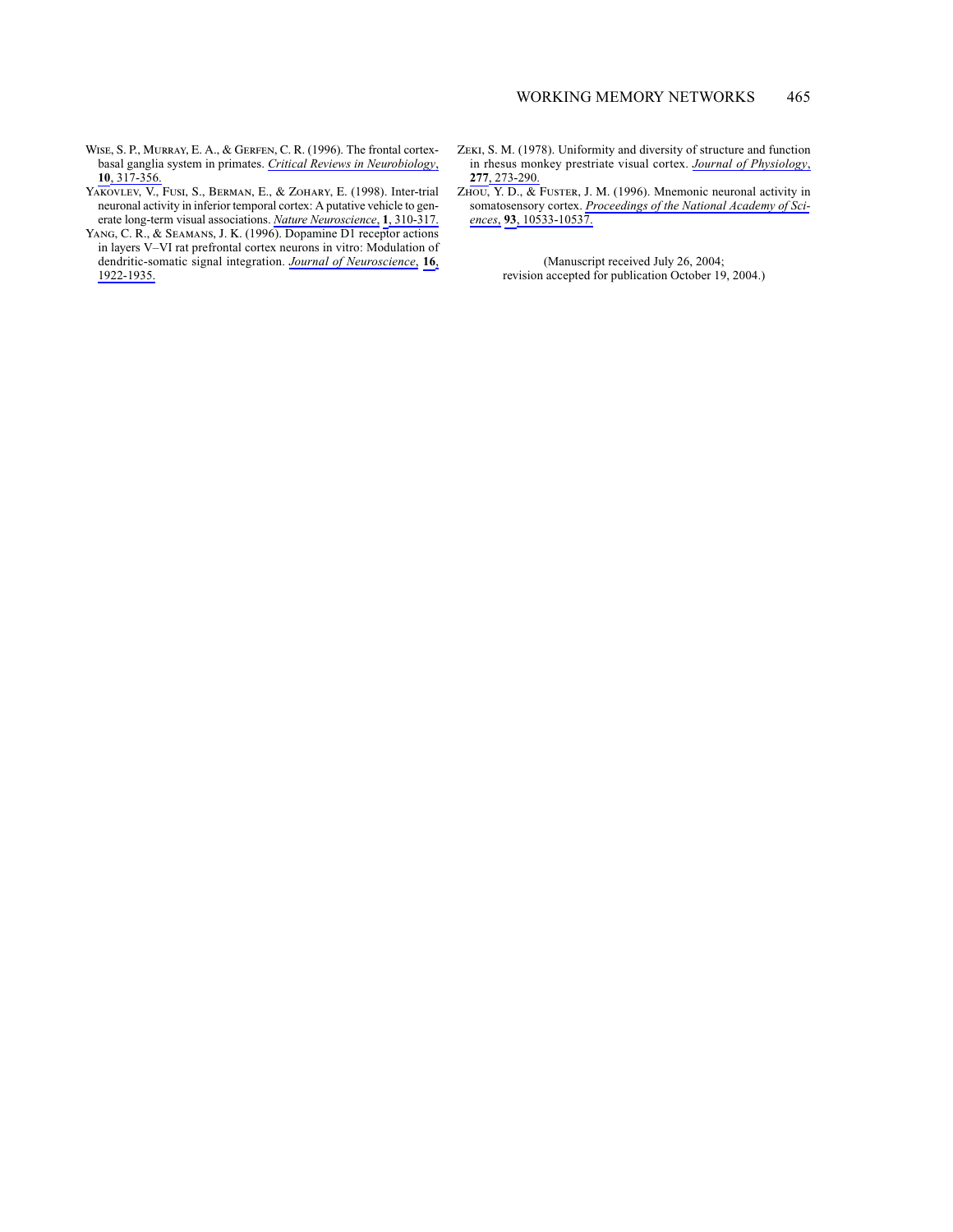Wise, S. P., Murray, E. A., & Gerfen, C. R. (1996). The frontal cortex-basal ganglia system in primates. *Critical Reviews in Neurobiology*, **10**, 317-356.

Yakovlev, V., Fusi, S., Berman, E., & Zohary, E. (1998). Inter-trial neuronal activity in inferior temporal cortex: A putative vehicle to generate long-term visual associations. *Nature Neuroscience*, **1**, 310-317.

Yang, C. R., & Seamans, J. K. (1996). Dopamine D1 receptor actions in layers V–VI rat prefrontal cortex neurons in vitro: Modulation of dendritic-somatic signal integration. *Journal of Neuroscience*, **16**, 1922-1935.

Zeki, S. M. (1978). Uniformity and diversity of structure and function in rhesus monkey prestriate visual cortex. *Journal of Physiology*, **277**, 273-290.

Zhou, Y. D., & Fuster, J. M. (1996). Mnemonic neuronal activity in somatosensory cortex. *Proceedings of the National Academy of Sciences*, **93**, 10533-10537.

(Manuscript received July 26, 2004;
revision accepted for publication October 19, 2004.)